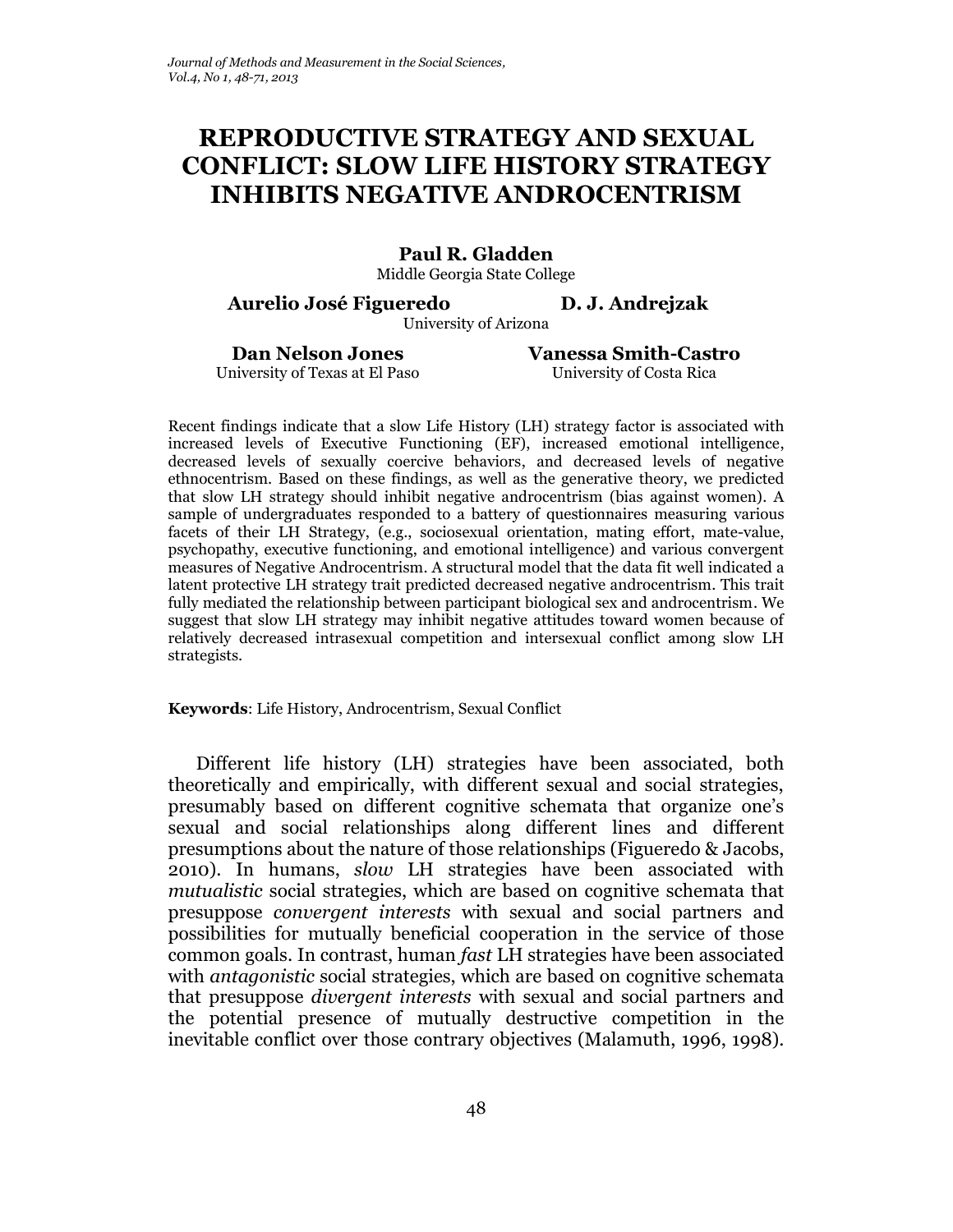# REPRODUCTIVE STRATEGY AND SEXUAL CONFLICT: SLOW LIFE HISTORY STRATEGY INHIBITS NEGATIVE ANDROCENTRISM

**Paul R. Gladden**
Middle Georgia State College

**Aurelio José Figueredo** **D. J. Andrejzak**
University of Arizona

**Dan Nelson Jones**
University of Texas at El Paso

**Vanessa Smith-Castro**
University of Costa Rica

Recent findings indicate that a slow Life History (LH) strategy factor is associated with increased levels of Executive Functioning (EF), increased emotional intelligence, decreased levels of sexually coercive behaviors, and decreased levels of negative ethnocentrism. Based on these findings, as well as the generative theory, we predicted that slow LH strategy should inhibit negative androcentrism (bias against women). A sample of undergraduates responded to a battery of questionnaires measuring various facets of their LH Strategy, (e.g., sociosexual orientation, mating effort, mate-value, psychopathy, executive functioning, and emotional intelligence) and various convergent measures of Negative Androcentrism. A structural model that the data fit well indicated a latent protective LH strategy trait predicted decreased negative androcentrism. This trait fully mediated the relationship between participant biological sex and androcentrism. We suggest that slow LH strategy may inhibit negative attitudes toward women because of relatively decreased intrasexual competition and intersexual conflict among slow LH strategists.

**Keywords**: Life History, Androcentrism, Sexual Conflict

Different life history (LH) strategies have been associated, both theoretically and empirically, with different sexual and social strategies, presumably based on different cognitive schemata that organize one's sexual and social relationships along different lines and different presumptions about the nature of those relationships (Figueredo & Jacobs, 2010). In humans, *slow* LH strategies have been associated with *mutualistic* social strategies, which are based on cognitive schemata that presuppose *convergent interests* with sexual and social partners and possibilities for mutually beneficial cooperation in the service of those common goals. In contrast, human *fast* LH strategies have been associated with *antagonistic* social strategies, which are based on cognitive schemata that presuppose *divergent interests* with sexual and social partners and the potential presence of mutually destructive competition in the inevitable conflict over those contrary objectives (Malamuth, 1996, 1998).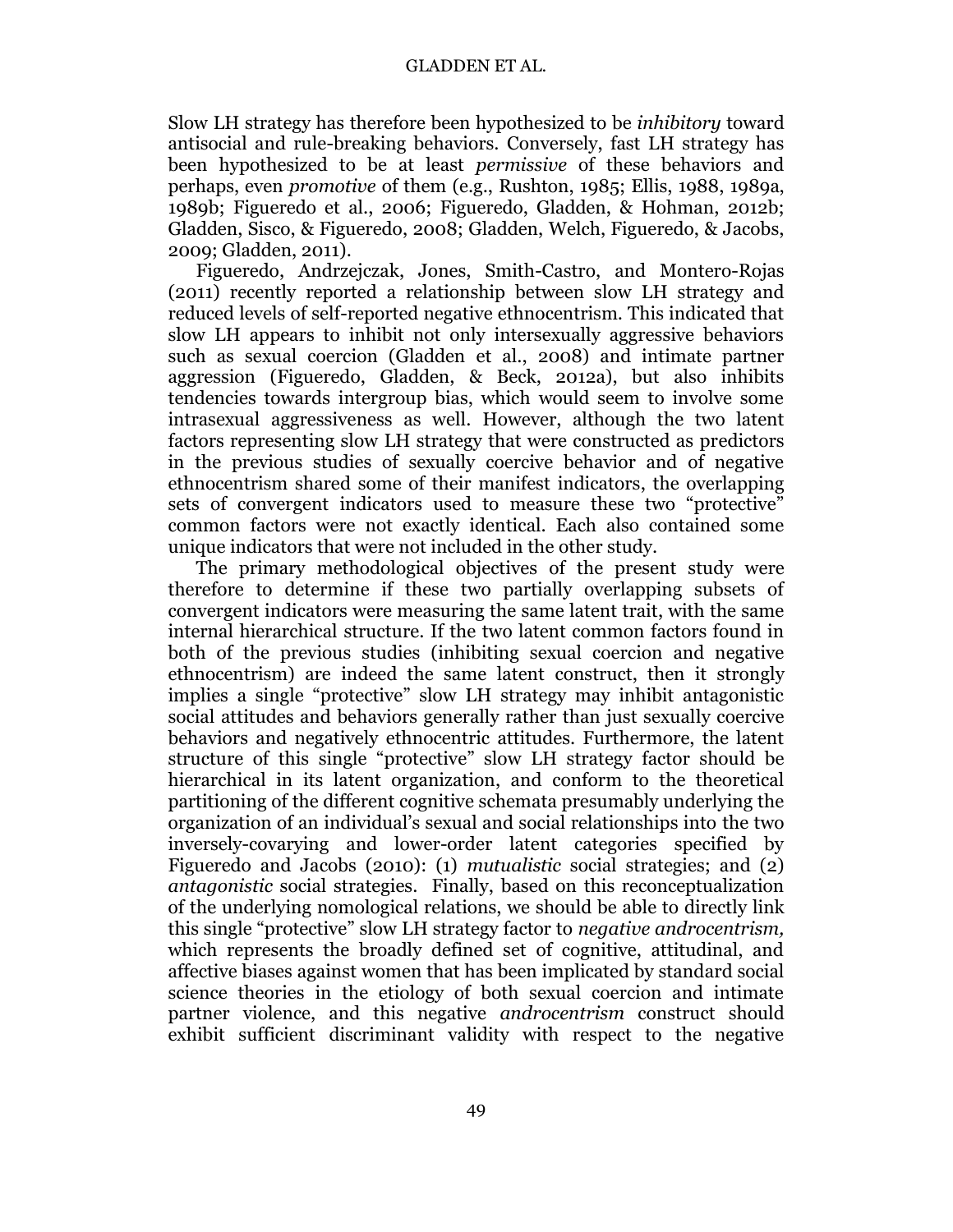Slow LH strategy has therefore been hypothesized to be *inhibitory* toward antisocial and rule-breaking behaviors. Conversely, fast LH strategy has been hypothesized to be at least *permissive* of these behaviors and perhaps, even *promotive* of them (e.g., Rushton, 1985; Ellis, 1988, 1989a, 1989b; Figueredo et al., 2006; Figueredo, Gladden, & Hohman, 2012b; Gladden, Sisco, & Figueredo, 2008; Gladden, Welch, Figueredo, & Jacobs, 2009; Gladden, 2011).

Figueredo, Andrzejczak, Jones, Smith-Castro, and Montero-Rojas (2011) recently reported a relationship between slow LH strategy and reduced levels of self-reported negative ethnocentrism. This indicated that slow LH appears to inhibit not only intersexually aggressive behaviors such as sexual coercion (Gladden et al., 2008) and intimate partner aggression (Figueredo, Gladden, & Beck, 2012a), but also inhibits tendencies towards intergroup bias, which would seem to involve some intrasexual aggressiveness as well. However, although the two latent factors representing slow LH strategy that were constructed as predictors in the previous studies of sexually coercive behavior and of negative ethnocentrism shared some of their manifest indicators, the overlapping sets of convergent indicators used to measure these two "protective" common factors were not exactly identical. Each also contained some unique indicators that were not included in the other study.

The primary methodological objectives of the present study were therefore to determine if these two partially overlapping subsets of convergent indicators were measuring the same latent trait, with the same internal hierarchical structure. If the two latent common factors found in both of the previous studies (inhibiting sexual coercion and negative ethnocentrism) are indeed the same latent construct, then it strongly implies a single "protective" slow LH strategy may inhibit antagonistic social attitudes and behaviors generally rather than just sexually coercive behaviors and negatively ethnocentric attitudes. Furthermore, the latent structure of this single "protective" slow LH strategy factor should be hierarchical in its latent organization, and conform to the theoretical partitioning of the different cognitive schemata presumably underlying the organization of an individual's sexual and social relationships into the two inversely-covarying and lower-order latent categories specified by Figueredo and Jacobs (2010): (1) *mutualistic* social strategies; and (2) *antagonistic* social strategies. Finally, based on this reconceptualization of the underlying nomological relations, we should be able to directly link this single "protective" slow LH strategy factor to *negative androcentrism,* which represents the broadly defined set of cognitive, attitudinal, and affective biases against women that has been implicated by standard social science theories in the etiology of both sexual coercion and intimate partner violence, and this negative *androcentrism* construct should exhibit sufficient discriminant validity with respect to the negative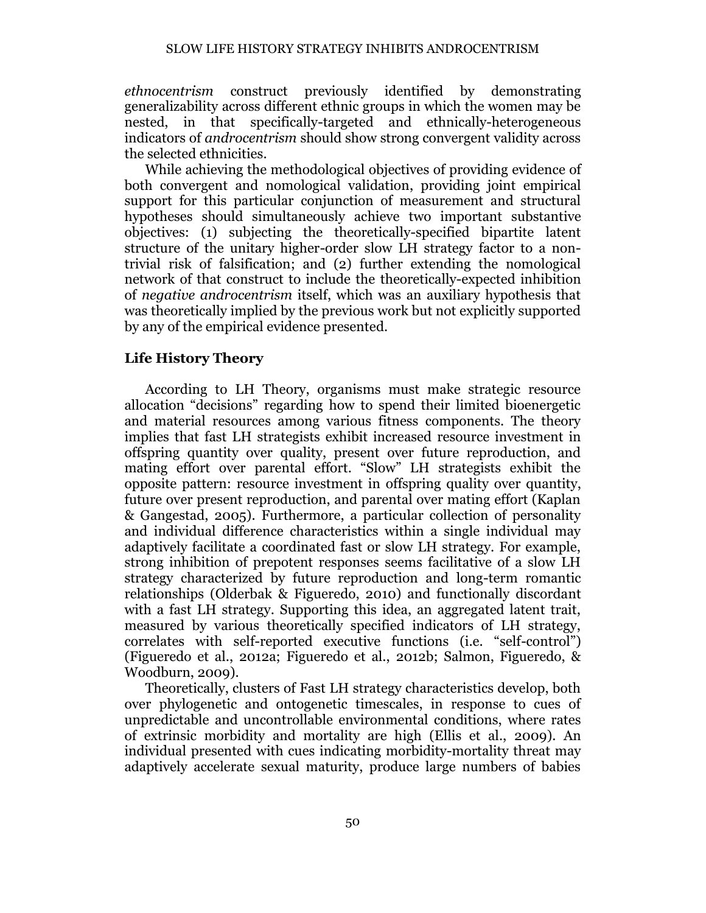*ethnocentrism* construct previously identified by demonstrating generalizability across different ethnic groups in which the women may be nested, in that specifically-targeted and ethnically-heterogeneous indicators of *androcentrism* should show strong convergent validity across the selected ethnicities.

While achieving the methodological objectives of providing evidence of both convergent and nomological validation, providing joint empirical support for this particular conjunction of measurement and structural hypotheses should simultaneously achieve two important substantive objectives: (1) subjecting the theoretically-specified bipartite latent structure of the unitary higher-order slow LH strategy factor to a non-trivial risk of falsification; and (2) further extending the nomological network of that construct to include the theoretically-expected inhibition of *negative androcentrism* itself, which was an auxiliary hypothesis that was theoretically implied by the previous work but not explicitly supported by any of the empirical evidence presented.

## Life History Theory

According to LH Theory, organisms must make strategic resource allocation "decisions" regarding how to spend their limited bioenergetic and material resources among various fitness components. The theory implies that fast LH strategists exhibit increased resource investment in offspring quantity over quality, present over future reproduction, and mating effort over parental effort. "Slow" LH strategists exhibit the opposite pattern: resource investment in offspring quality over quantity, future over present reproduction, and parental over mating effort (Kaplan & Gangestad, 2005). Furthermore, a particular collection of personality and individual difference characteristics within a single individual may adaptively facilitate a coordinated fast or slow LH strategy. For example, strong inhibition of prepotent responses seems facilitative of a slow LH strategy characterized by future reproduction and long-term romantic relationships (Olderbak & Figueredo, 2010) and functionally discordant with a fast LH strategy. Supporting this idea, an aggregated latent trait, measured by various theoretically specified indicators of LH strategy, correlates with self-reported executive functions (i.e. "self-control") (Figueredo et al., 2012a; Figueredo et al., 2012b; Salmon, Figueredo, & Woodburn, 2009).

Theoretically, clusters of Fast LH strategy characteristics develop, both over phylogenetic and ontogenetic timescales, in response to cues of unpredictable and uncontrollable environmental conditions, where rates of extrinsic morbidity and mortality are high (Ellis et al., 2009). An individual presented with cues indicating morbidity-mortality threat may adaptively accelerate sexual maturity, produce large numbers of babies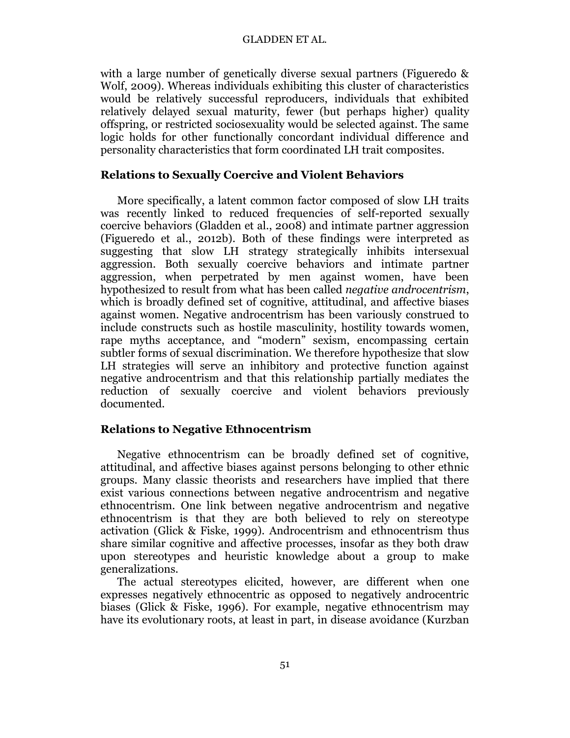with a large number of genetically diverse sexual partners (Figueredo & Wolf, 2009). Whereas individuals exhibiting this cluster of characteristics would be relatively successful reproducers, individuals that exhibited relatively delayed sexual maturity, fewer (but perhaps higher) quality offspring, or restricted sociosexuality would be selected against. The same logic holds for other functionally concordant individual difference and personality characteristics that form coordinated LH trait composites.

## Relations to Sexually Coercive and Violent Behaviors

More specifically, a latent common factor composed of slow LH traits was recently linked to reduced frequencies of self-reported sexually coercive behaviors (Gladden et al., 2008) and intimate partner aggression (Figueredo et al., 2012b). Both of these findings were interpreted as suggesting that slow LH strategy strategically inhibits intersexual aggression. Both sexually coercive behaviors and intimate partner aggression, when perpetrated by men against women, have been hypothesized to result from what has been called *negative androcentrism*, which is broadly defined set of cognitive, attitudinal, and affective biases against women. Negative androcentrism has been variously construed to include constructs such as hostile masculinity, hostility towards women, rape myths acceptance, and "modern" sexism, encompassing certain subtler forms of sexual discrimination. We therefore hypothesize that slow LH strategies will serve an inhibitory and protective function against negative androcentrism and that this relationship partially mediates the reduction of sexually coercive and violent behaviors previously documented.

## Relations to Negative Ethnocentrism

Negative ethnocentrism can be broadly defined set of cognitive, attitudinal, and affective biases against persons belonging to other ethnic groups. Many classic theorists and researchers have implied that there exist various connections between negative androcentrism and negative ethnocentrism. One link between negative androcentrism and negative ethnocentrism is that they are both believed to rely on stereotype activation (Glick & Fiske, 1999). Androcentrism and ethnocentrism thus share similar cognitive and affective processes, insofar as they both draw upon stereotypes and heuristic knowledge about a group to make generalizations.

The actual stereotypes elicited, however, are different when one expresses negatively ethnocentric as opposed to negatively androcentric biases (Glick & Fiske, 1996). For example, negative ethnocentrism may have its evolutionary roots, at least in part, in disease avoidance (Kurzban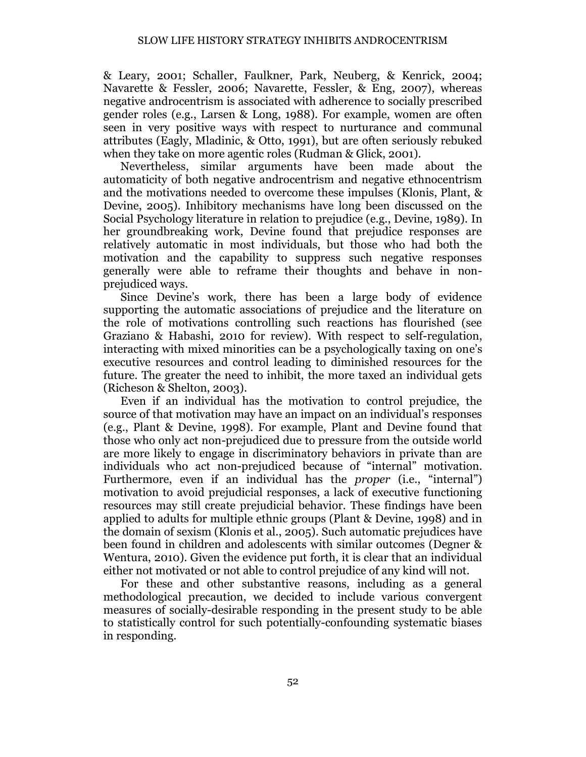& Leary, 2001; Schaller, Faulkner, Park, Neuberg, & Kenrick, 2004; Navarette & Fessler, 2006; Navarette, Fessler, & Eng, 2007), whereas negative androcentrism is associated with adherence to socially prescribed gender roles (e.g., Larsen & Long, 1988). For example, women are often seen in very positive ways with respect to nurturance and communal attributes (Eagly, Mladinic, & Otto, 1991), but are often seriously rebuked when they take on more agentic roles (Rudman & Glick, 2001).

Nevertheless, similar arguments have been made about the automaticity of both negative androcentrism and negative ethnocentrism and the motivations needed to overcome these impulses (Klonis, Plant, & Devine, 2005). Inhibitory mechanisms have long been discussed on the Social Psychology literature in relation to prejudice (e.g., Devine, 1989). In her groundbreaking work, Devine found that prejudice responses are relatively automatic in most individuals, but those who had both the motivation and the capability to suppress such negative responses generally were able to reframe their thoughts and behave in non-prejudiced ways.

Since Devine's work, there has been a large body of evidence supporting the automatic associations of prejudice and the literature on the role of motivations controlling such reactions has flourished (see Graziano & Habashi, 2010 for review). With respect to self-regulation, interacting with mixed minorities can be a psychologically taxing on one's executive resources and control leading to diminished resources for the future. The greater the need to inhibit, the more taxed an individual gets (Richeson & Shelton, 2003).

Even if an individual has the motivation to control prejudice, the source of that motivation may have an impact on an individual's responses (e.g., Plant & Devine, 1998). For example, Plant and Devine found that those who only act non-prejudiced due to pressure from the outside world are more likely to engage in discriminatory behaviors in private than are individuals who act non-prejudiced because of "internal" motivation. Furthermore, even if an individual has the *proper* (i.e., "internal") motivation to avoid prejudicial responses, a lack of executive functioning resources may still create prejudicial behavior. These findings have been applied to adults for multiple ethnic groups (Plant & Devine, 1998) and in the domain of sexism (Klonis et al., 2005). Such automatic prejudices have been found in children and adolescents with similar outcomes (Degner & Wentura, 2010). Given the evidence put forth, it is clear that an individual either not motivated or not able to control prejudice of any kind will not.

For these and other substantive reasons, including as a general methodological precaution, we decided to include various convergent measures of socially-desirable responding in the present study to be able to statistically control for such potentially-confounding systematic biases in responding.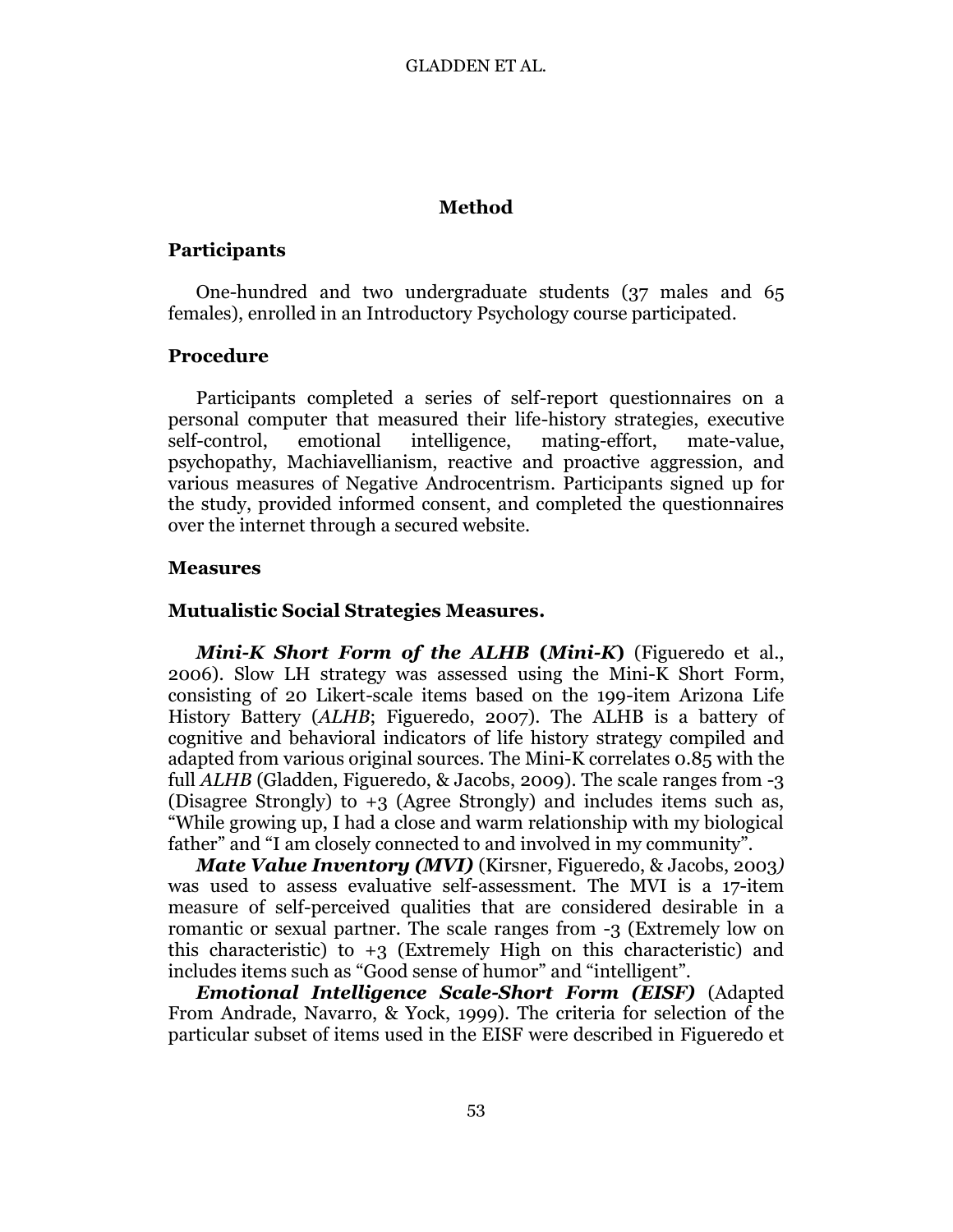## Method

### Participants

One-hundred and two undergraduate students (37 males and 65 females), enrolled in an Introductory Psychology course participated.

### Procedure

Participants completed a series of self-report questionnaires on a personal computer that measured their life-history strategies, executive self-control, emotional intelligence, mating-effort, mate-value, psychopathy, Machiavellianism, reactive and proactive aggression, and various measures of Negative Androcentrism. Participants signed up for the study, provided informed consent, and completed the questionnaires over the internet through a secured website.

### Measures

#### Mutualistic Social Strategies Measures.

***Mini-K Short Form of the ALHB*** **(*Mini-K*)** (Figueredo et al., 2006). Slow LH strategy was assessed using the Mini-K Short Form, consisting of 20 Likert-scale items based on the 199-item Arizona Life History Battery (*ALHB*; Figueredo, 2007). The ALHB is a battery of cognitive and behavioral indicators of life history strategy compiled and adapted from various original sources. The Mini-K correlates 0.85 with the full *ALHB* (Gladden, Figueredo, & Jacobs, 2009). The scale ranges from -3 (Disagree Strongly) to +3 (Agree Strongly) and includes items such as, “While growing up, I had a close and warm relationship with my biological father” and “I am closely connected to and involved in my community”.

***Mate Value Inventory (MVI)*** (Kirsner, Figueredo, & Jacobs, 2003*)* was used to assess evaluative self-assessment. The MVI is a 17-item measure of self-perceived qualities that are considered desirable in a romantic or sexual partner. The scale ranges from -3 (Extremely low on this characteristic) to +3 (Extremely High on this characteristic) and includes items such as “Good sense of humor” and “intelligent”.

***Emotional Intelligence Scale-Short Form (EISF)*** (Adapted From Andrade, Navarro, & Yock, 1999). The criteria for selection of the particular subset of items used in the EISF were described in Figueredo et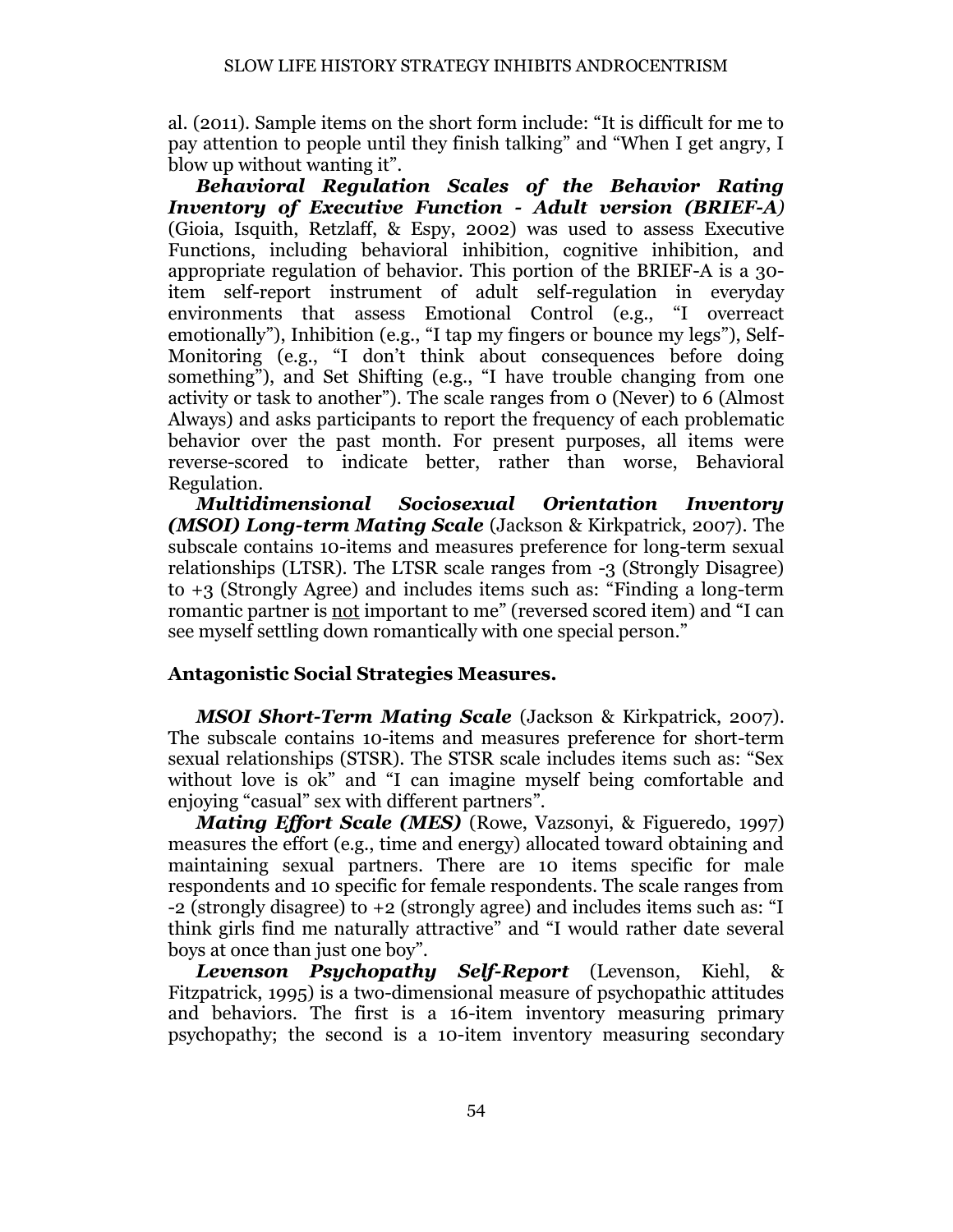al. (2011). Sample items on the short form include: "It is difficult for me to pay attention to people until they finish talking" and "When I get angry, I blow up without wanting it".

***Behavioral Regulation Scales of the Behavior Rating Inventory of Executive Function - Adult version (BRIEF-A)*** (Gioia, Isquith, Retzlaff, & Espy, 2002) was used to assess Executive Functions, including behavioral inhibition, cognitive inhibition, and appropriate regulation of behavior. This portion of the BRIEF-A is a 30-item self-report instrument of adult self-regulation in everyday environments that assess Emotional Control (e.g., "I overreact emotionally"), Inhibition (e.g., "I tap my fingers or bounce my legs"), Self-Monitoring (e.g., "I don't think about consequences before doing something"), and Set Shifting (e.g., "I have trouble changing from one activity or task to another"). The scale ranges from 0 (Never) to 6 (Almost Always) and asks participants to report the frequency of each problematic behavior over the past month. For present purposes, all items were reverse-scored to indicate better, rather than worse, Behavioral Regulation.

***Multidimensional Sociosexual Orientation Inventory (MSOI) Long-term Mating Scale*** (Jackson & Kirkpatrick, 2007). The subscale contains 10-items and measures preference for long-term sexual relationships (LTSR). The LTSR scale ranges from -3 (Strongly Disagree) to +3 (Strongly Agree) and includes items such as: "Finding a long-term romantic partner is <u>not</u> important to me" (reversed scored item) and "I can see myself settling down romantically with one special person."

### Antagonistic Social Strategies Measures.

***MSOI Short-Term Mating Scale*** (Jackson & Kirkpatrick, 2007). The subscale contains 10-items and measures preference for short-term sexual relationships (STSR). The STSR scale includes items such as: "Sex without love is ok" and "I can imagine myself being comfortable and enjoying "casual" sex with different partners".

***Mating Effort Scale (MES)*** (Rowe, Vazsonyi, & Figueredo, 1997) measures the effort (e.g., time and energy) allocated toward obtaining and maintaining sexual partners. There are 10 items specific for male respondents and 10 specific for female respondents. The scale ranges from -2 (strongly disagree) to +2 (strongly agree) and includes items such as: "I think girls find me naturally attractive" and "I would rather date several boys at once than just one boy".

***Levenson Psychopathy Self-Report*** (Levenson, Kiehl, & Fitzpatrick, 1995) is a two-dimensional measure of psychopathic attitudes and behaviors. The first is a 16-item inventory measuring primary psychopathy; the second is a 10-item inventory measuring secondary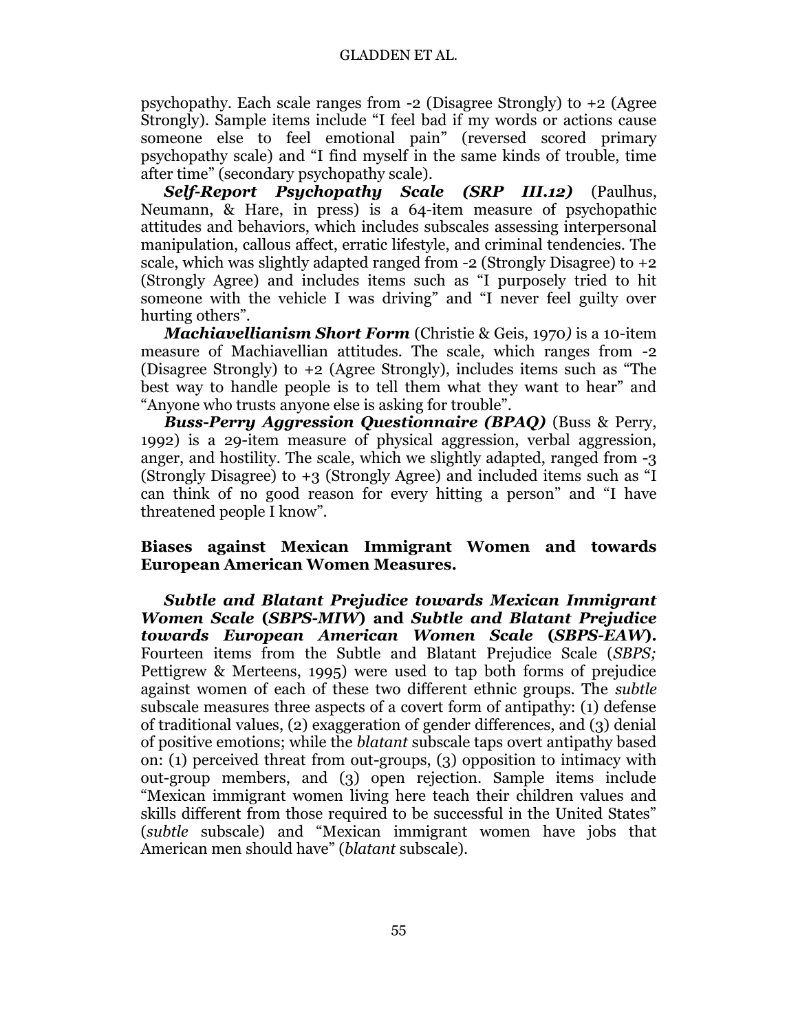psychopathy. Each scale ranges from -2 (Disagree Strongly) to +2 (Agree Strongly). Sample items include "I feel bad if my words or actions cause someone else to feel emotional pain" (reversed scored primary psychopathy scale) and "I find myself in the same kinds of trouble, time after time" (secondary psychopathy scale).

***Self-Report Psychopathy Scale (SRP III.12)*** (Paulhus, Neumann, & Hare, in press) is a 64-item measure of psychopathic attitudes and behaviors, which includes subscales assessing interpersonal manipulation, callous affect, erratic lifestyle, and criminal tendencies. The scale, which was slightly adapted ranged from -2 (Strongly Disagree) to +2 (Strongly Agree) and includes items such as "I purposely tried to hit someone with the vehicle I was driving" and "I never feel guilty over hurting others".

***Machiavellianism Short Form*** (Christie & Geis, 1970*)* is a 10-item measure of Machiavellian attitudes. The scale, which ranges from -2 (Disagree Strongly) to +2 (Agree Strongly), includes items such as "The best way to handle people is to tell them what they want to hear" and "Anyone who trusts anyone else is asking for trouble".

***Buss-Perry Aggression Questionnaire (BPAQ)*** (Buss & Perry, 1992) is a 29-item measure of physical aggression, verbal aggression, anger, and hostility. The scale, which we slightly adapted, ranged from -3 (Strongly Disagree) to +3 (Strongly Agree) and included items such as "I can think of no good reason for every hitting a person" and "I have threatened people I know".

### Biases against Mexican Immigrant Women and towards European American Women Measures.

***Subtle and Blatant Prejudice towards Mexican Immigrant Women Scale* (*SBPS-MIW*) and *Subtle and Blatant Prejudice towards European American Women Scale* (*SBPS-EAW*).** Fourteen items from the Subtle and Blatant Prejudice Scale (*SBPS;* Pettigrew & Merteens, 1995) were used to tap both forms of prejudice against women of each of these two different ethnic groups. The *subtle* subscale measures three aspects of a covert form of antipathy: (1) defense of traditional values, (2) exaggeration of gender differences, and (3) denial of positive emotions; while the *blatant* subscale taps overt antipathy based on: (1) perceived threat from out-groups, (3) opposition to intimacy with out-group members, and (3) open rejection. Sample items include "Mexican immigrant women living here teach their children values and skills different from those required to be successful in the United States" (*subtle* subscale) and "Mexican immigrant women have jobs that American men should have" (*blatant* subscale).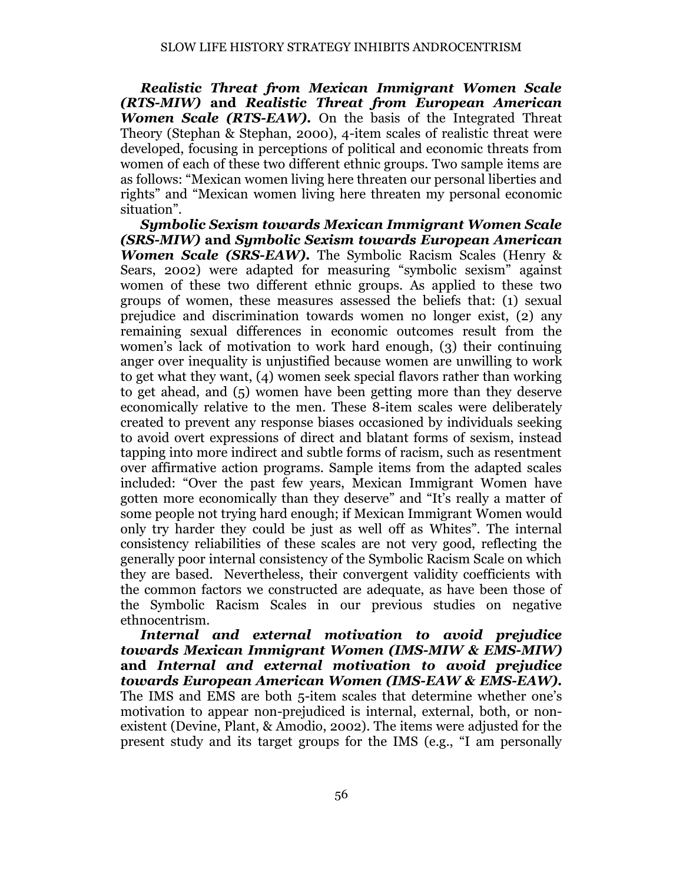***Realistic Threat from Mexican Immigrant Women Scale (RTS-MIW)*** **and** ***Realistic Threat from European American Women Scale (RTS-EAW).*** On the basis of the Integrated Threat Theory (Stephan & Stephan, 2000), 4-item scales of realistic threat were developed, focusing in perceptions of political and economic threats from women of each of these two different ethnic groups. Two sample items are as follows: "Mexican women living here threaten our personal liberties and rights" and "Mexican women living here threaten my personal economic situation".

***Symbolic Sexism towards Mexican Immigrant Women Scale (SRS-MIW)*** **and** ***Symbolic Sexism towards European American Women Scale (SRS-EAW).*** The Symbolic Racism Scales (Henry & Sears, 2002) were adapted for measuring "symbolic sexism" against women of these two different ethnic groups. As applied to these two groups of women, these measures assessed the beliefs that: (1) sexual prejudice and discrimination towards women no longer exist, (2) any remaining sexual differences in economic outcomes result from the women's lack of motivation to work hard enough, (3) their continuing anger over inequality is unjustified because women are unwilling to work to get what they want, (4) women seek special flavors rather than working to get ahead, and (5) women have been getting more than they deserve economically relative to the men. These 8-item scales were deliberately created to prevent any response biases occasioned by individuals seeking to avoid overt expressions of direct and blatant forms of sexism, instead tapping into more indirect and subtle forms of racism, such as resentment over affirmative action programs. Sample items from the adapted scales included: "Over the past few years, Mexican Immigrant Women have gotten more economically than they deserve" and "It's really a matter of some people not trying hard enough; if Mexican Immigrant Women would only try harder they could be just as well off as Whites". The internal consistency reliabilities of these scales are not very good, reflecting the generally poor internal consistency of the Symbolic Racism Scale on which they are based. Nevertheless, their convergent validity coefficients with the common factors we constructed are adequate, as have been those of the Symbolic Racism Scales in our previous studies on negative ethnocentrism.

***Internal and external motivation to avoid prejudice towards Mexican Immigrant Women (IMS-MIW & EMS-MIW)*** **and** ***Internal and external motivation to avoid prejudice towards European American Women (IMS-EAW & EMS-EAW).*** The IMS and EMS are both 5-item scales that determine whether one's motivation to appear non-prejudiced is internal, external, both, or non-existent (Devine, Plant, & Amodio, 2002). The items were adjusted for the present study and its target groups for the IMS (e.g., "I am personally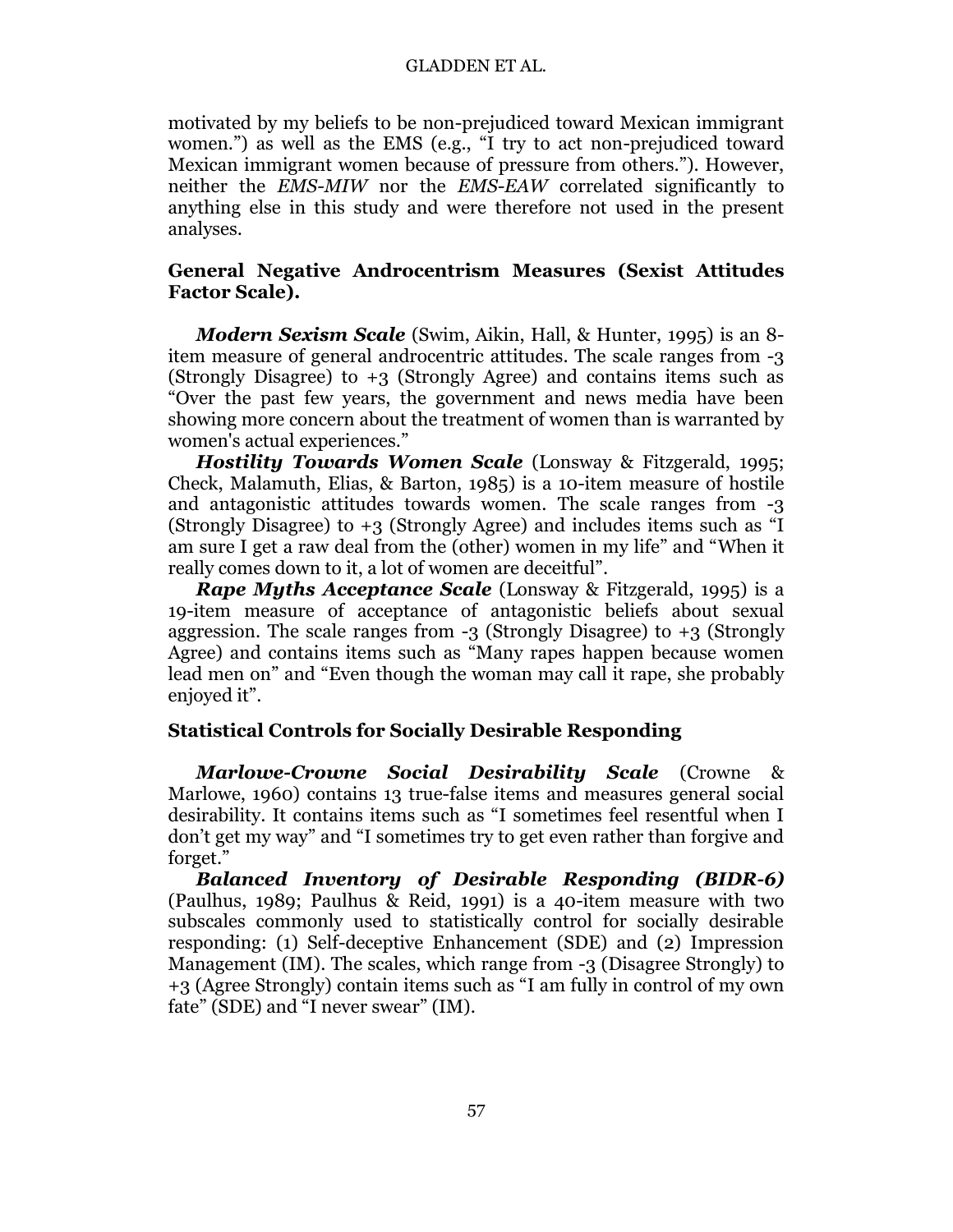motivated by my beliefs to be non-prejudiced toward Mexican immigrant women.") as well as the EMS (e.g., "I try to act non-prejudiced toward Mexican immigrant women because of pressure from others."). However, neither the *EMS-MIW* nor the *EMS-EAW* correlated significantly to anything else in this study and were therefore not used in the present analyses.

### General Negative Androcentrism Measures (Sexist Attitudes Factor Scale).

***Modern Sexism Scale*** (Swim, Aikin, Hall, & Hunter, 1995) is an 8-item measure of general androcentric attitudes. The scale ranges from -3 (Strongly Disagree) to +3 (Strongly Agree) and contains items such as "Over the past few years, the government and news media have been showing more concern about the treatment of women than is warranted by women's actual experiences."

***Hostility Towards Women Scale*** (Lonsway & Fitzgerald, 1995; Check, Malamuth, Elias, & Barton, 1985) is a 10-item measure of hostile and antagonistic attitudes towards women. The scale ranges from -3 (Strongly Disagree) to +3 (Strongly Agree) and includes items such as "I am sure I get a raw deal from the (other) women in my life" and "When it really comes down to it, a lot of women are deceitful".

***Rape Myths Acceptance Scale*** (Lonsway & Fitzgerald, 1995) is a 19-item measure of acceptance of antagonistic beliefs about sexual aggression. The scale ranges from -3 (Strongly Disagree) to +3 (Strongly Agree) and contains items such as "Many rapes happen because women lead men on" and "Even though the woman may call it rape, she probably enjoyed it".

### Statistical Controls for Socially Desirable Responding

***Marlowe-Crowne Social Desirability Scale*** (Crowne & Marlowe, 1960) contains 13 true-false items and measures general social desirability. It contains items such as "I sometimes feel resentful when I don't get my way" and "I sometimes try to get even rather than forgive and forget."

***Balanced Inventory of Desirable Responding (BIDR-6)*** (Paulhus, 1989; Paulhus & Reid, 1991) is a 40-item measure with two subscales commonly used to statistically control for socially desirable responding: (1) Self-deceptive Enhancement (SDE) and (2) Impression Management (IM). The scales, which range from -3 (Disagree Strongly) to +3 (Agree Strongly) contain items such as "I am fully in control of my own fate" (SDE) and "I never swear" (IM).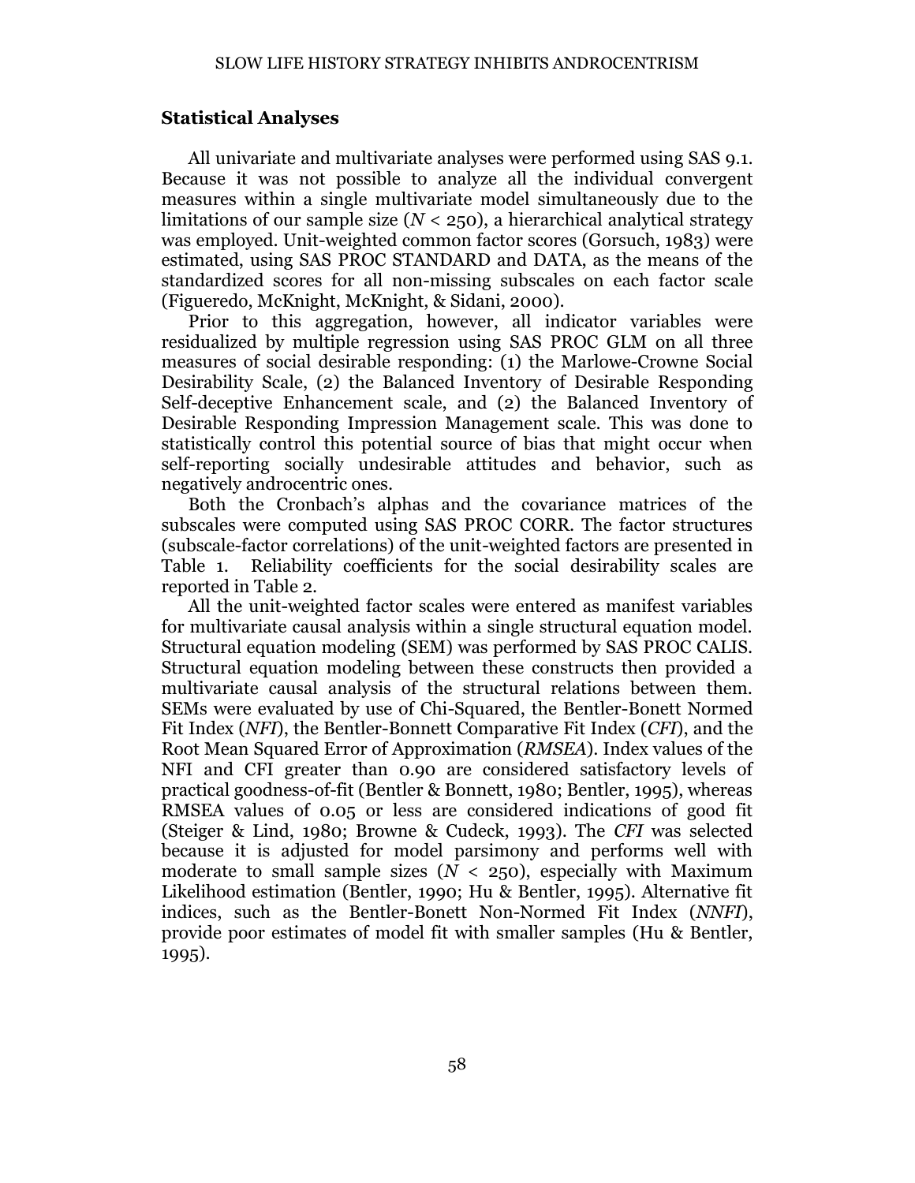## Statistical Analyses

All univariate and multivariate analyses were performed using SAS 9.1. Because it was not possible to analyze all the individual convergent measures within a single multivariate model simultaneously due to the limitations of our sample size ($N < 250$), a hierarchical analytical strategy was employed. Unit-weighted common factor scores (Gorsuch, 1983) were estimated, using SAS PROC STANDARD and DATA, as the means of the standardized scores for all non-missing subscales on each factor scale (Figueredo, McKnight, McKnight, & Sidani, 2000).

Prior to this aggregation, however, all indicator variables were residualized by multiple regression using SAS PROC GLM on all three measures of social desirable responding: (1) the Marlowe-Crowne Social Desirability Scale, (2) the Balanced Inventory of Desirable Responding Self-deceptive Enhancement scale, and (2) the Balanced Inventory of Desirable Responding Impression Management scale. This was done to statistically control this potential source of bias that might occur when self-reporting socially undesirable attitudes and behavior, such as negatively androcentric ones.

Both the Cronbach's alphas and the covariance matrices of the subscales were computed using SAS PROC CORR. The factor structures (subscale-factor correlations) of the unit-weighted factors are presented in Table 1. Reliability coefficients for the social desirability scales are reported in Table 2.

All the unit-weighted factor scales were entered as manifest variables for multivariate causal analysis within a single structural equation model. Structural equation modeling (SEM) was performed by SAS PROC CALIS. Structural equation modeling between these constructs then provided a multivariate causal analysis of the structural relations between them. SEMs were evaluated by use of Chi-Squared, the Bentler-Bonett Normed Fit Index (*NFI*), the Bentler-Bonnett Comparative Fit Index (*CFI*), and the Root Mean Squared Error of Approximation (*RMSEA*). Index values of the NFI and CFI greater than 0.90 are considered satisfactory levels of practical goodness-of-fit (Bentler & Bonnett, 1980; Bentler, 1995), whereas RMSEA values of 0.05 or less are considered indications of good fit (Steiger & Lind, 1980; Browne & Cudeck, 1993). The *CFI* was selected because it is adjusted for model parsimony and performs well with moderate to small sample sizes ($N < 250$), especially with Maximum Likelihood estimation (Bentler, 1990; Hu & Bentler, 1995). Alternative fit indices, such as the Bentler-Bonett Non-Normed Fit Index (*NNFI*), provide poor estimates of model fit with smaller samples (Hu & Bentler, 1995).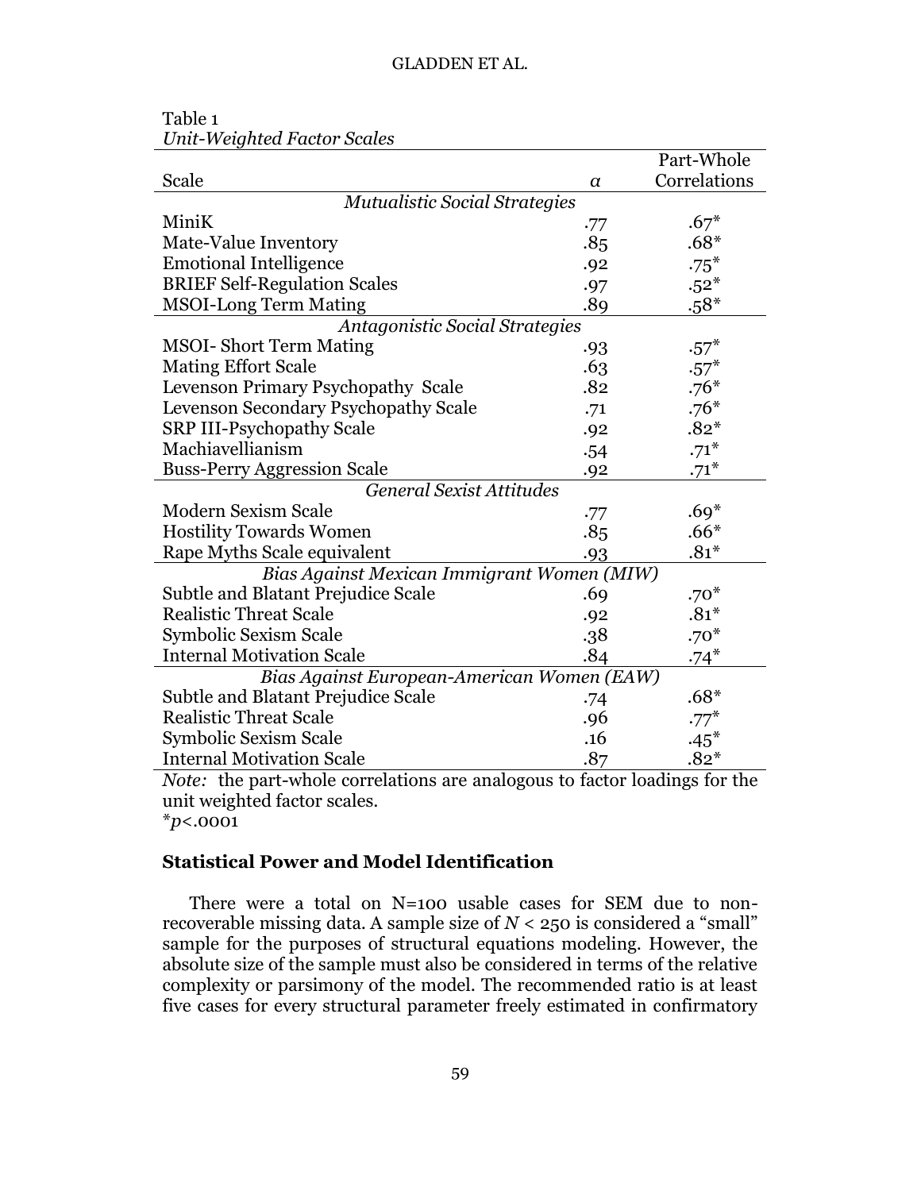Table 1

*Unit-Weighted Factor Scales*

| Scale | $\alpha$ | Part-Whole Correlations |
|---|---|---|
| *Mutualistic Social Strategies* | | |
| MiniK | .77 | .67* |
| Mate-Value Inventory | .85 | .68* |
| Emotional Intelligence | .92 | .75* |
| BRIEF Self-Regulation Scales | .97 | .52* |
| MSOI-Long Term Mating | .89 | .58* |
| *Antagonistic Social Strategies* | | |
| MSOI- Short Term Mating | .93 | .57* |
| Mating Effort Scale | .63 | .57* |
| Levenson Primary Psychopathy Scale | .82 | .76* |
| Levenson Secondary Psychopathy Scale | .71 | .76* |
| SRP III-Psychopathy Scale | .92 | .82* |
| Machiavellianism | .54 | .71* |
| Buss-Perry Aggression Scale | .92 | .71* |
| *General Sexist Attitudes* | | |
| Modern Sexism Scale | .77 | .69* |
| Hostility Towards Women | .85 | .66* |
| Rape Myths Scale equivalent | .93 | .81* |
| *Bias Against Mexican Immigrant Women (MIW)* | | |
| Subtle and Blatant Prejudice Scale | .69 | .70* |
| Realistic Threat Scale | .92 | .81* |
| Symbolic Sexism Scale | .38 | .70* |
| Internal Motivation Scale | .84 | .74* |
| *Bias Against European-American Women (EAW)* | | |
| Subtle and Blatant Prejudice Scale | .74 | .68* |
| Realistic Threat Scale | .96 | .77* |
| Symbolic Sexism Scale | .16 | .45* |
| Internal Motivation Scale | .87 | .82* |

*Note:* the part-whole correlations are analogous to factor loadings for the unit weighted factor scales.

*$p$<.0001

## Statistical Power and Model Identification

There were a total on N=100 usable cases for SEM due to non-recoverable missing data. A sample size of $N$ < 250 is considered a "small" sample for the purposes of structural equations modeling. However, the absolute size of the sample must also be considered in terms of the relative complexity or parsimony of the model. The recommended ratio is at least five cases for every structural parameter freely estimated in confirmatory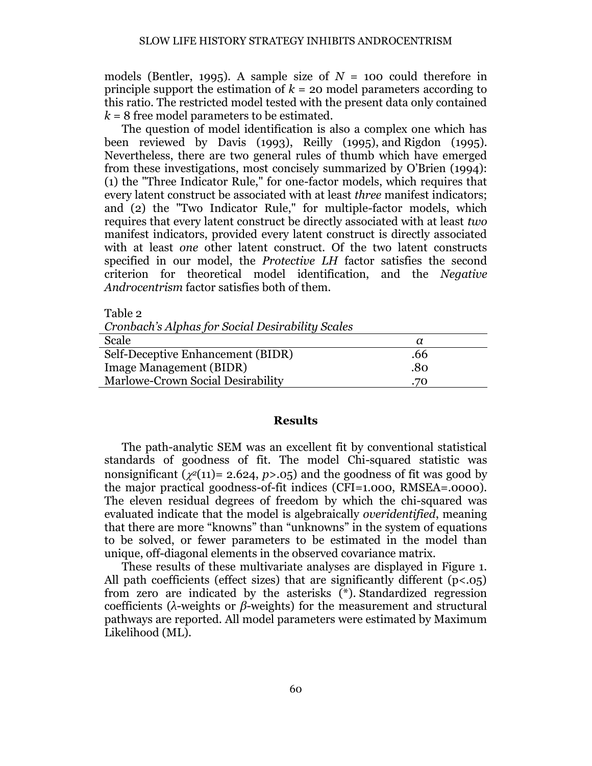models (Bentler, 1995). A sample size of $N$ = 100 could therefore in principle support the estimation of $k$ = 20 model parameters according to this ratio. The restricted model tested with the present data only contained $k$ = 8 free model parameters to be estimated.

The question of model identification is also a complex one which has been reviewed by Davis (1993), Reilly (1995), and Rigdon (1995). Nevertheless, there are two general rules of thumb which have emerged from these investigations, most concisely summarized by O'Brien (1994): (1) the "Three Indicator Rule," for one-factor models, which requires that every latent construct be associated with at least *three* manifest indicators; and (2) the "Two Indicator Rule," for multiple-factor models, which requires that every latent construct be directly associated with at least *two* manifest indicators, provided every latent construct is directly associated with at least *one* other latent construct. Of the two latent constructs specified in our model, the *Protective LH* factor satisfies the second criterion for theoretical model identification, and the *Negative Androcentrism* factor satisfies both of them.

Table 2

*Cronbach's Alphas for Social Desirability Scales*

| Scale | $\alpha$ |
| --- | --- |
| Self-Deceptive Enhancement (BIDR) | .66 |
| Image Management (BIDR) | .80 |
| Marlowe-Crown Social Desirability | .70 |

## Results

The path-analytic SEM was an excellent fit by conventional statistical standards of goodness of fit. The model Chi-squared statistic was nonsignificant ($\chi^2(11)$= 2.624, $p$>.05) and the goodness of fit was good by the major practical goodness-of-fit indices (CFI=1.000, RMSEA=.0000). The eleven residual degrees of freedom by which the chi-squared was evaluated indicate that the model is algebraically *overidentified*, meaning that there are more "knowns" than "unknowns" in the system of equations to be solved, or fewer parameters to be estimated in the model than unique, off-diagonal elements in the observed covariance matrix.

These results of these multivariate analyses are displayed in Figure 1. All path coefficients (effect sizes) that are significantly different (p<.05) from zero are indicated by the asterisks (*). Standardized regression coefficients ($\lambda$-weights or $\beta$-weights) for the measurement and structural pathways are reported. All model parameters were estimated by Maximum Likelihood (ML).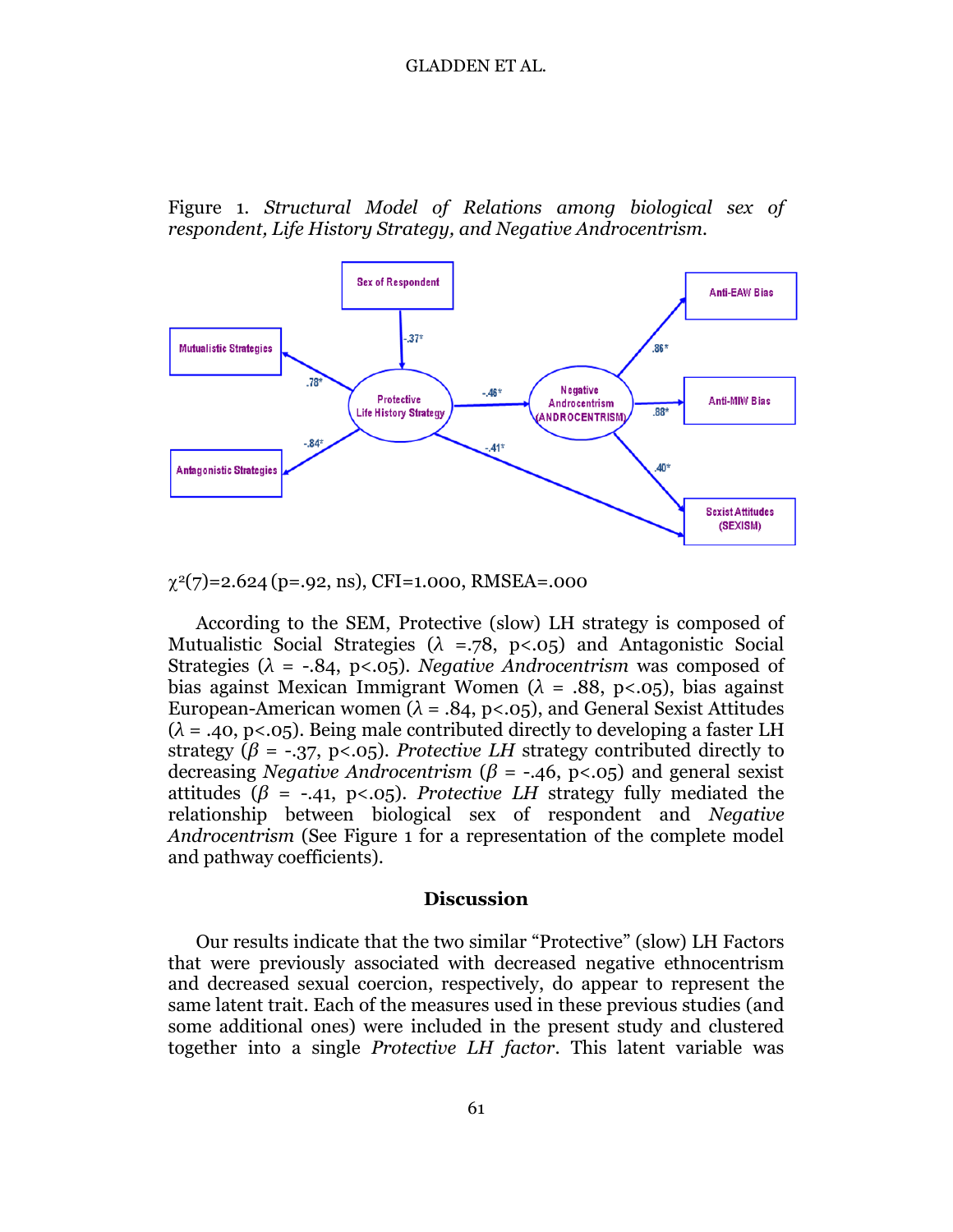Figure 1. *Structural Model of Relations among biological sex of respondent, Life History Strategy, and Negative Androcentrism.*

Sex of Respondent

Mutualistic Strategies

Antagonistic Strategies

Protective Life History Strategy

Negative Androcentrism (ANDROCENTRISM)

Anti-EAW Bias

Anti-MIW Bias

Sexist Attitudes (SEXISM)

-.37*

.78*

-.84*

-.46*

-.41*

.86*

.88*

.40*

$\chi^2(7)$=2.624 (p=.92, ns), CFI=1.000, RMSEA=.000

According to the SEM, Protective (slow) LH strategy is composed of Mutualistic Social Strategies ($\lambda$ =.78, p<.05) and Antagonistic Social Strategies ($\lambda$ = -.84, p<.05). *Negative Androcentrism* was composed of bias against Mexican Immigrant Women ($\lambda$ = .88, p<.05), bias against European-American women ($\lambda$ = .84, p<.05), and General Sexist Attitudes ($\lambda$ = .40, p<.05). Being male contributed directly to developing a faster LH strategy ($\beta$ = -.37, p<.05). *Protective LH* strategy contributed directly to decreasing *Negative Androcentrism* ($\beta$ = -.46, p<.05) and general sexist attitudes ($\beta$ = -.41, p<.05). *Protective LH* strategy fully mediated the relationship between biological sex of respondent and *Negative Androcentrism* (See Figure 1 for a representation of the complete model and pathway coefficients).

## Discussion

Our results indicate that the two similar "Protective" (slow) LH Factors that were previously associated with decreased negative ethnocentrism and decreased sexual coercion, respectively, do appear to represent the same latent trait. Each of the measures used in these previous studies (and some additional ones) were included in the present study and clustered together into a single *Protective LH factor*. This latent variable was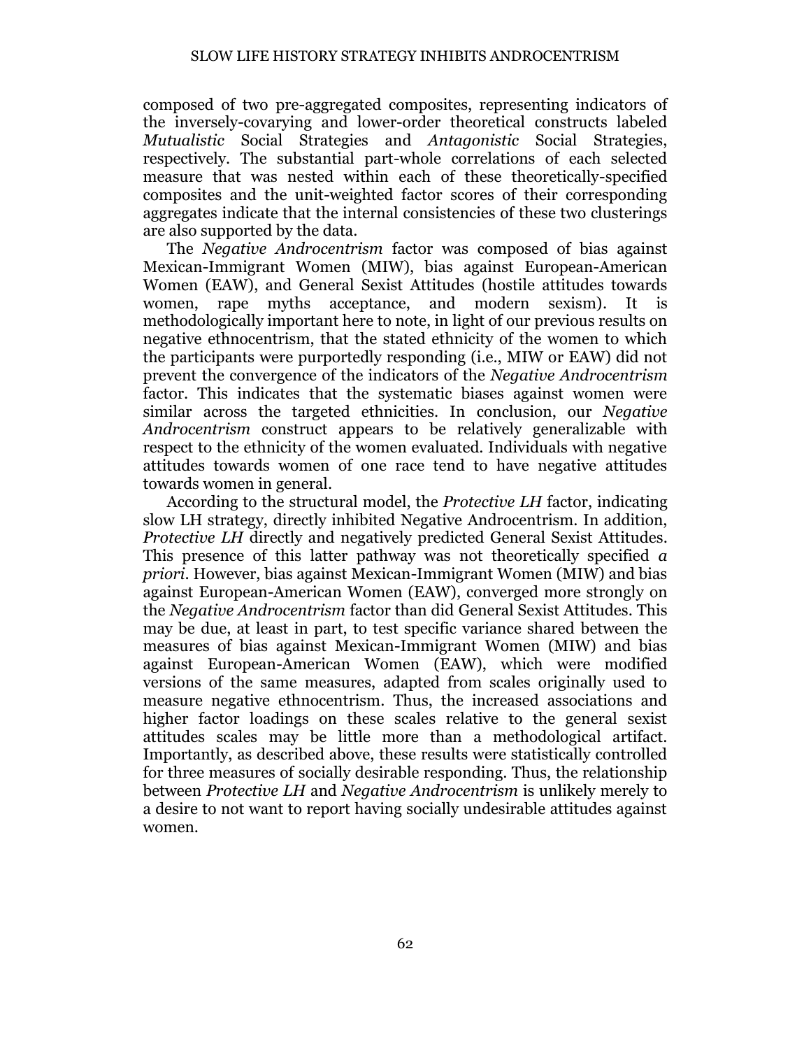composed of two pre-aggregated composites, representing indicators of the inversely-covarying and lower-order theoretical constructs labeled *Mutualistic* Social Strategies and *Antagonistic* Social Strategies, respectively. The substantial part-whole correlations of each selected measure that was nested within each of these theoretically-specified composites and the unit-weighted factor scores of their corresponding aggregates indicate that the internal consistencies of these two clusterings are also supported by the data.

The *Negative Androcentrism* factor was composed of bias against Mexican-Immigrant Women (MIW), bias against European-American Women (EAW), and General Sexist Attitudes (hostile attitudes towards women, rape myths acceptance, and modern sexism). It is methodologically important here to note, in light of our previous results on negative ethnocentrism, that the stated ethnicity of the women to which the participants were purportedly responding (i.e., MIW or EAW) did not prevent the convergence of the indicators of the *Negative Androcentrism* factor. This indicates that the systematic biases against women were similar across the targeted ethnicities. In conclusion, our *Negative Androcentrism* construct appears to be relatively generalizable with respect to the ethnicity of the women evaluated. Individuals with negative attitudes towards women of one race tend to have negative attitudes towards women in general.

According to the structural model, the *Protective LH* factor, indicating slow LH strategy, directly inhibited Negative Androcentrism. In addition, *Protective LH* directly and negatively predicted General Sexist Attitudes. This presence of this latter pathway was not theoretically specified *a priori*. However, bias against Mexican-Immigrant Women (MIW) and bias against European-American Women (EAW), converged more strongly on the *Negative Androcentrism* factor than did General Sexist Attitudes. This may be due, at least in part, to test specific variance shared between the measures of bias against Mexican-Immigrant Women (MIW) and bias against European-American Women (EAW), which were modified versions of the same measures, adapted from scales originally used to measure negative ethnocentrism. Thus, the increased associations and higher factor loadings on these scales relative to the general sexist attitudes scales may be little more than a methodological artifact. Importantly, as described above, these results were statistically controlled for three measures of socially desirable responding. Thus, the relationship between *Protective LH* and *Negative Androcentrism* is unlikely merely to a desire to not want to report having socially undesirable attitudes against women.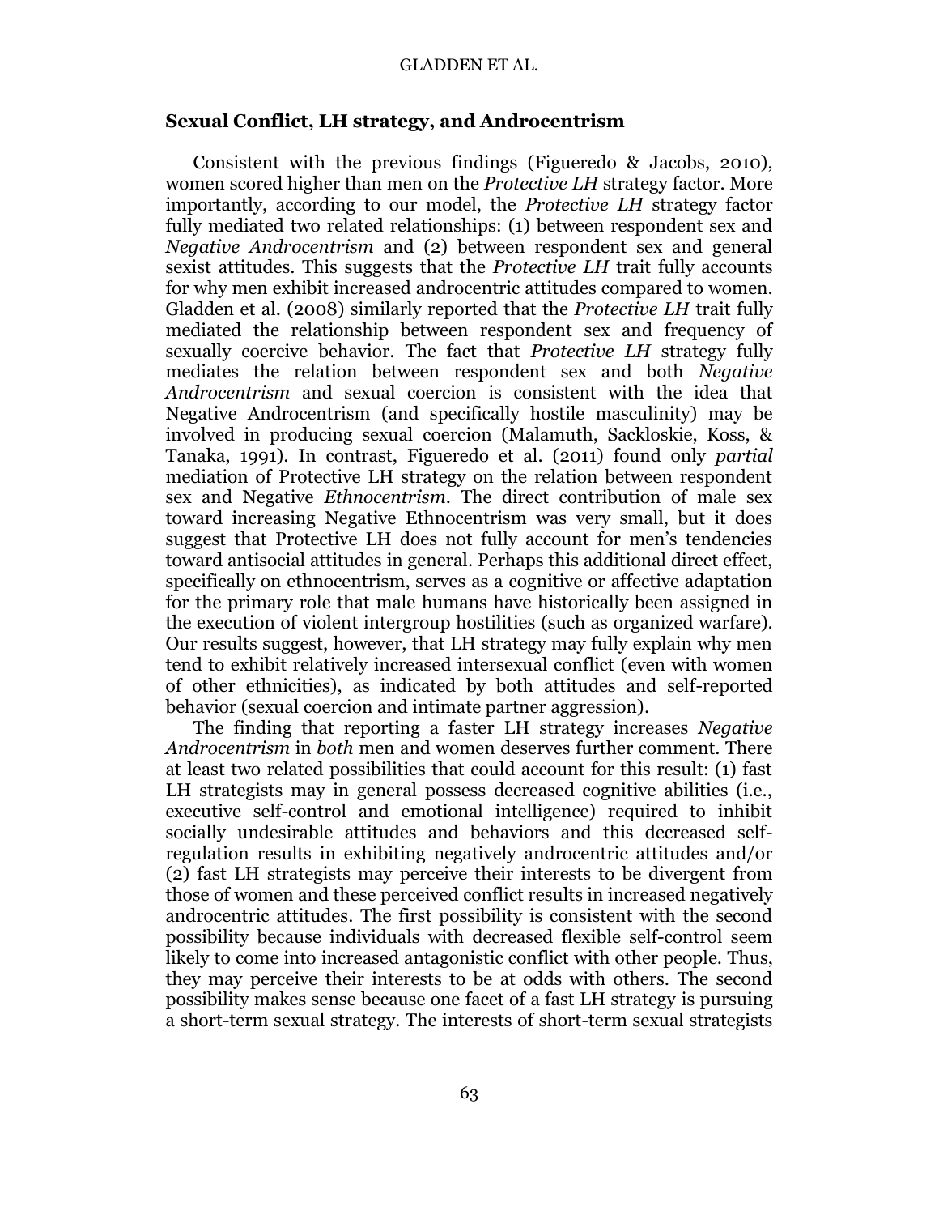## Sexual Conflict, LH strategy, and Androcentrism

Consistent with the previous findings (Figueredo & Jacobs, 2010), women scored higher than men on the *Protective LH* strategy factor. More importantly, according to our model, the *Protective LH* strategy factor fully mediated two related relationships: (1) between respondent sex and *Negative Androcentrism* and (2) between respondent sex and general sexist attitudes. This suggests that the *Protective LH* trait fully accounts for why men exhibit increased androcentric attitudes compared to women. Gladden et al. (2008) similarly reported that the *Protective LH* trait fully mediated the relationship between respondent sex and frequency of sexually coercive behavior. The fact that *Protective LH* strategy fully mediates the relation between respondent sex and both *Negative Androcentrism* and sexual coercion is consistent with the idea that Negative Androcentrism (and specifically hostile masculinity) may be involved in producing sexual coercion (Malamuth, Sackloskie, Koss, & Tanaka, 1991). In contrast, Figueredo et al. (2011) found only *partial* mediation of Protective LH strategy on the relation between respondent sex and Negative *Ethnocentrism*. The direct contribution of male sex toward increasing Negative Ethnocentrism was very small, but it does suggest that Protective LH does not fully account for men's tendencies toward antisocial attitudes in general. Perhaps this additional direct effect, specifically on ethnocentrism, serves as a cognitive or affective adaptation for the primary role that male humans have historically been assigned in the execution of violent intergroup hostilities (such as organized warfare). Our results suggest, however, that LH strategy may fully explain why men tend to exhibit relatively increased intersexual conflict (even with women of other ethnicities), as indicated by both attitudes and self-reported behavior (sexual coercion and intimate partner aggression).

The finding that reporting a faster LH strategy increases *Negative Androcentrism* in *both* men and women deserves further comment. There at least two related possibilities that could account for this result: (1) fast LH strategists may in general possess decreased cognitive abilities (i.e., executive self-control and emotional intelligence) required to inhibit socially undesirable attitudes and behaviors and this decreased self-regulation results in exhibiting negatively androcentric attitudes and/or (2) fast LH strategists may perceive their interests to be divergent from those of women and these perceived conflict results in increased negatively androcentric attitudes. The first possibility is consistent with the second possibility because individuals with decreased flexible self-control seem likely to come into increased antagonistic conflict with other people. Thus, they may perceive their interests to be at odds with others. The second possibility makes sense because one facet of a fast LH strategy is pursuing a short-term sexual strategy. The interests of short-term sexual strategists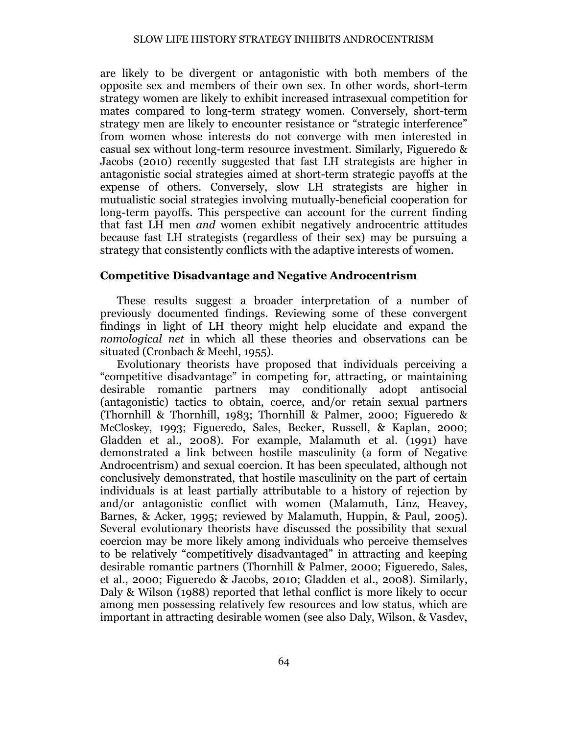are likely to be divergent or antagonistic with both members of the opposite sex and members of their own sex. In other words, short-term strategy women are likely to exhibit increased intrasexual competition for mates compared to long-term strategy women. Conversely, short-term strategy men are likely to encounter resistance or "strategic interference" from women whose interests do not converge with men interested in casual sex without long-term resource investment. Similarly, Figueredo & Jacobs (2010) recently suggested that fast LH strategists are higher in antagonistic social strategies aimed at short-term strategic payoffs at the expense of others. Conversely, slow LH strategists are higher in mutualistic social strategies involving mutually-beneficial cooperation for long-term payoffs. This perspective can account for the current finding that fast LH men *and* women exhibit negatively androcentric attitudes because fast LH strategists (regardless of their sex) may be pursuing a strategy that consistently conflicts with the adaptive interests of women.

## Competitive Disadvantage and Negative Androcentrism

These results suggest a broader interpretation of a number of previously documented findings. Reviewing some of these convergent findings in light of LH theory might help elucidate and expand the *nomological net* in which all these theories and observations can be situated (Cronbach & Meehl, 1955).

Evolutionary theorists have proposed that individuals perceiving a "competitive disadvantage" in competing for, attracting, or maintaining desirable romantic partners may conditionally adopt antisocial (antagonistic) tactics to obtain, coerce, and/or retain sexual partners (Thornhill & Thornhill, 1983; Thornhill & Palmer, 2000; Figueredo & McCloskey, 1993; Figueredo, Sales, Becker, Russell, & Kaplan, 2000; Gladden et al., 2008). For example, Malamuth et al. (1991) have demonstrated a link between hostile masculinity (a form of Negative Androcentrism) and sexual coercion. It has been speculated, although not conclusively demonstrated, that hostile masculinity on the part of certain individuals is at least partially attributable to a history of rejection by and/or antagonistic conflict with women (Malamuth, Linz, Heavey, Barnes, & Acker, 1995; reviewed by Malamuth, Huppin, & Paul, 2005). Several evolutionary theorists have discussed the possibility that sexual coercion may be more likely among individuals who perceive themselves to be relatively "competitively disadvantaged" in attracting and keeping desirable romantic partners (Thornhill & Palmer, 2000; Figueredo, Sales, et al., 2000; Figueredo & Jacobs, 2010; Gladden et al., 2008). Similarly, Daly & Wilson (1988) reported that lethal conflict is more likely to occur among men possessing relatively few resources and low status, which are important in attracting desirable women (see also Daly, Wilson, & Vasdev,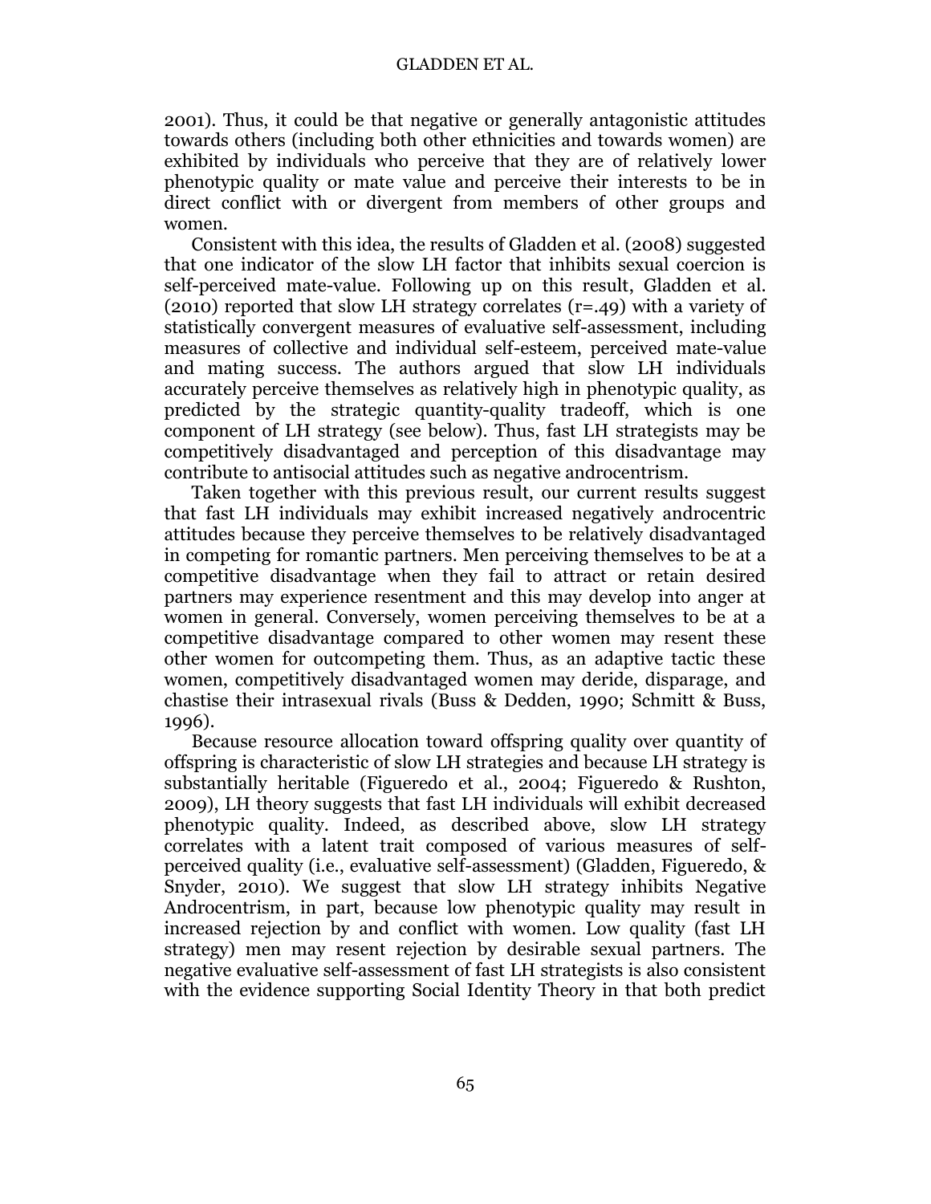2001). Thus, it could be that negative or generally antagonistic attitudes towards others (including both other ethnicities and towards women) are exhibited by individuals who perceive that they are of relatively lower phenotypic quality or mate value and perceive their interests to be in direct conflict with or divergent from members of other groups and women.

Consistent with this idea, the results of Gladden et al. (2008) suggested that one indicator of the slow LH factor that inhibits sexual coercion is self-perceived mate-value. Following up on this result, Gladden et al. (2010) reported that slow LH strategy correlates (r=.49) with a variety of statistically convergent measures of evaluative self-assessment, including measures of collective and individual self-esteem, perceived mate-value and mating success. The authors argued that slow LH individuals accurately perceive themselves as relatively high in phenotypic quality, as predicted by the strategic quantity-quality tradeoff, which is one component of LH strategy (see below). Thus, fast LH strategists may be competitively disadvantaged and perception of this disadvantage may contribute to antisocial attitudes such as negative androcentrism.

Taken together with this previous result, our current results suggest that fast LH individuals may exhibit increased negatively androcentric attitudes because they perceive themselves to be relatively disadvantaged in competing for romantic partners. Men perceiving themselves to be at a competitive disadvantage when they fail to attract or retain desired partners may experience resentment and this may develop into anger at women in general. Conversely, women perceiving themselves to be at a competitive disadvantage compared to other women may resent these other women for outcompeting them. Thus, as an adaptive tactic these women, competitively disadvantaged women may deride, disparage, and chastise their intrasexual rivals (Buss & Dedden, 1990; Schmitt & Buss, 1996).

Because resource allocation toward offspring quality over quantity of offspring is characteristic of slow LH strategies and because LH strategy is substantially heritable (Figueredo et al., 2004; Figueredo & Rushton, 2009), LH theory suggests that fast LH individuals will exhibit decreased phenotypic quality. Indeed, as described above, slow LH strategy correlates with a latent trait composed of various measures of self-perceived quality (i.e., evaluative self-assessment) (Gladden, Figueredo, & Snyder, 2010). We suggest that slow LH strategy inhibits Negative Androcentrism, in part, because low phenotypic quality may result in increased rejection by and conflict with women. Low quality (fast LH strategy) men may resent rejection by desirable sexual partners. The negative evaluative self-assessment of fast LH strategists is also consistent with the evidence supporting Social Identity Theory in that both predict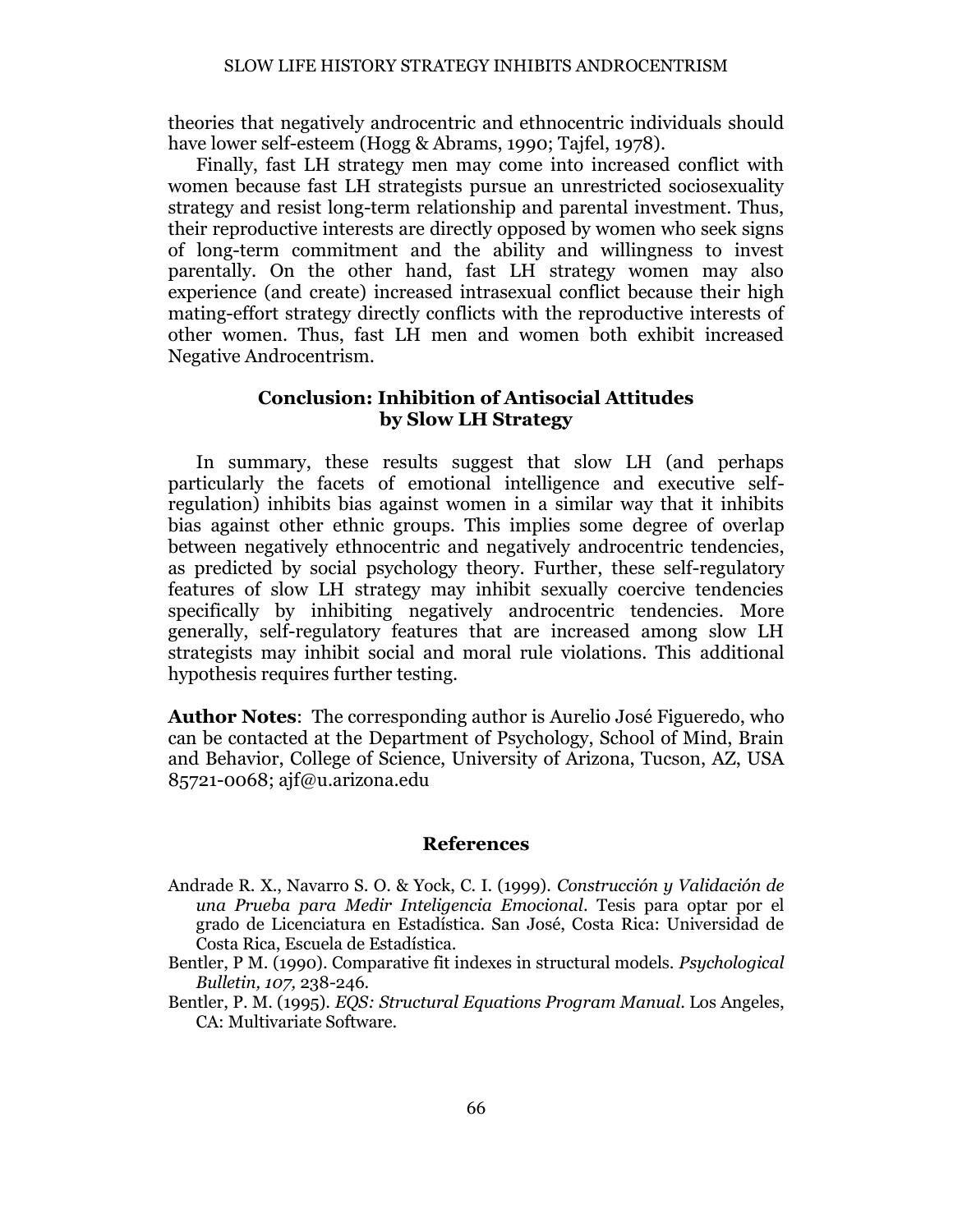theories that negatively androcentric and ethnocentric individuals should have lower self-esteem (Hogg & Abrams, 1990; Tajfel, 1978).

Finally, fast LH strategy men may come into increased conflict with women because fast LH strategists pursue an unrestricted sociosexuality strategy and resist long-term relationship and parental investment. Thus, their reproductive interests are directly opposed by women who seek signs of long-term commitment and the ability and willingness to invest parentally. On the other hand, fast LH strategy women may also experience (and create) increased intrasexual conflict because their high mating-effort strategy directly conflicts with the reproductive interests of other women. Thus, fast LH men and women both exhibit increased Negative Androcentrism.

## Conclusion: Inhibition of Antisocial Attitudes by Slow LH Strategy

In summary, these results suggest that slow LH (and perhaps particularly the facets of emotional intelligence and executive self-regulation) inhibits bias against women in a similar way that it inhibits bias against other ethnic groups. This implies some degree of overlap between negatively ethnocentric and negatively androcentric tendencies, as predicted by social psychology theory. Further, these self-regulatory features of slow LH strategy may inhibit sexually coercive tendencies specifically by inhibiting negatively androcentric tendencies. More generally, self-regulatory features that are increased among slow LH strategists may inhibit social and moral rule violations. This additional hypothesis requires further testing.

**Author Notes**: The corresponding author is Aurelio José Figueredo, who can be contacted at the Department of Psychology, School of Mind, Brain and Behavior, College of Science, University of Arizona, Tucson, AZ, USA 85721-0068; ajf@u.arizona.edu

## References

Andrade R. X., Navarro S. O. & Yock, C. I. (1999). *Construcción y Validación de una Prueba para Medir Inteligencia Emocional*. Tesis para optar por el grado de Licenciatura en Estadística. San José, Costa Rica: Universidad de Costa Rica, Escuela de Estadística.

Bentler, P M. (1990). Comparative fit indexes in structural models. *Psychological Bulletin, 107,* 238-246.

Bentler, P. M. (1995). *EQS: Structural Equations Program Manual*. Los Angeles, CA: Multivariate Software.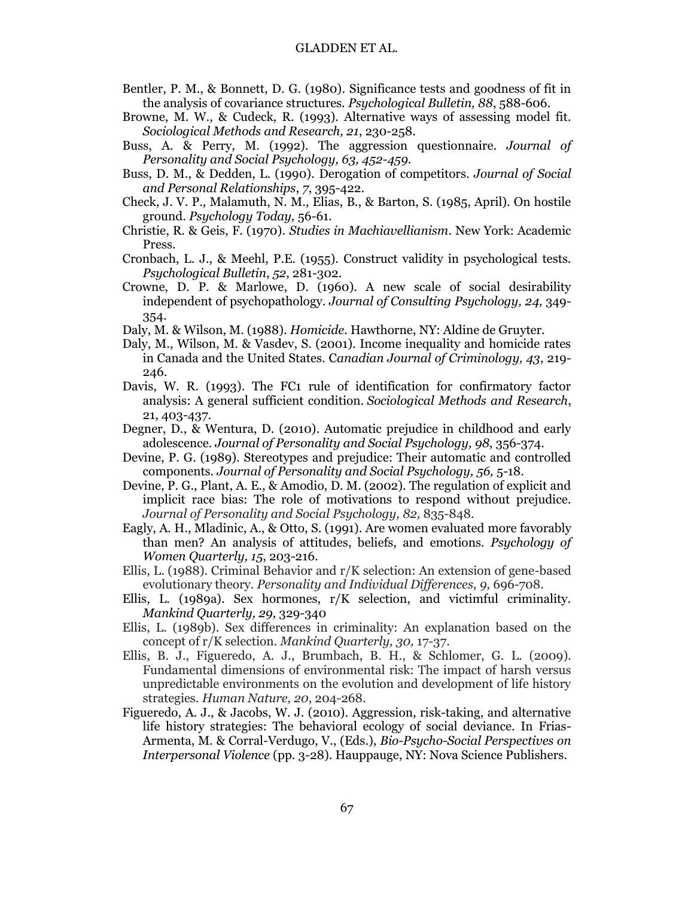Bentler, P. M., & Bonnett, D. G. (1980). Significance tests and goodness of fit in the analysis of covariance structures. *Psychological Bulletin, 88*, 588-606.

Browne, M. W., & Cudeck, R. (1993). Alternative ways of assessing model fit. *Sociological Methods and Research, 21*, 230-258.

Buss, A. & Perry, M. (1992). The aggression questionnaire. *Journal of Personality and Social Psychology, 63, 452-459.*

Buss, D. M., & Dedden, L. (1990). Derogation of competitors. *Journal of Social and Personal Relationships*, *7,* 395-422.

Check, J. V. P., Malamuth, N. M., Elias, B., & Barton, S. (1985, April). On hostile ground. *Psychology Today,* 56-61.

Christie, R. & Geis, F. (1970). *Studies in Machiavellianism*. New York: Academic Press.

Cronbach, L. J., & Meehl, P.E. (1955). Construct validity in psychological tests. *Psychological Bulletin*, *52,* 281-302.

Crowne, D. P. & Marlowe, D. (1960). A new scale of social desirability independent of psychopathology. *Journal of Consulting Psychology, 24,* 349-354.

Daly, M. & Wilson, M. (1988). *Homicide*. Hawthorne, NY: Aldine de Gruyter.

Daly, M., Wilson, M. & Vasdev, S. (2001). Income inequality and homicide rates in Canada and the United States. C*anadian Journal of Criminology, 43*, 219-246.

Davis, W. R. (1993). The FC1 rule of identification for confirmatory factor analysis: A general sufficient condition. *Sociological Methods and Research*, 21, 403-437.

Degner, D., & Wentura, D. (2010). Automatic prejudice in childhood and early adolescence. *Journal of Personality and Social Psychology, 98*, 356-374.

Devine, P. G. (1989). Stereotypes and prejudice: Their automatic and controlled components. *Journal of Personality and Social Psychology, 56,* 5-18.

Devine, P. G., Plant, A. E., & Amodio, D. M. (2002). The regulation of explicit and implicit race bias: The role of motivations to respond without prejudice. *Journal of Personality and Social Psychology, 82,* 835-848.

Eagly, A. H., Mladinic, A., & Otto, S. (1991). Are women evaluated more favorably than men? An analysis of attitudes, beliefs, and emotions. *Psychology of Women Quarterly, 15*, 203-216.

Ellis, L. (1988). Criminal Behavior and r/K selection: An extension of gene-based evolutionary theory. *Personality and Individual Differences, 9,* 696-708.

Ellis, L. (1989a). Sex hormones, r/K selection, and victimful criminality. *Mankind Quarterly, 29,* 329-340

Ellis, L. (1989b). Sex differences in criminality: An explanation based on the concept of r/K selection. *Mankind Quarterly, 30,* 17-37.

Ellis, B. J., Figueredo, A. J., Brumbach, B. H., & Schlomer, G. L. (2009). Fundamental dimensions of environmental risk: The impact of harsh versus unpredictable environments on the evolution and development of life history strategies. *Human Nature, 20*, 204-268.

Figueredo, A. J., & Jacobs, W. J. (2010). Aggression, risk-taking, and alternative life history strategies: The behavioral ecology of social deviance. In Frias-Armenta, M. & Corral-Verdugo, V., (Eds.), *Bio-Psycho-Social Perspectives on Interpersonal Violence* (pp. 3-28). Hauppauge, NY: Nova Science Publishers.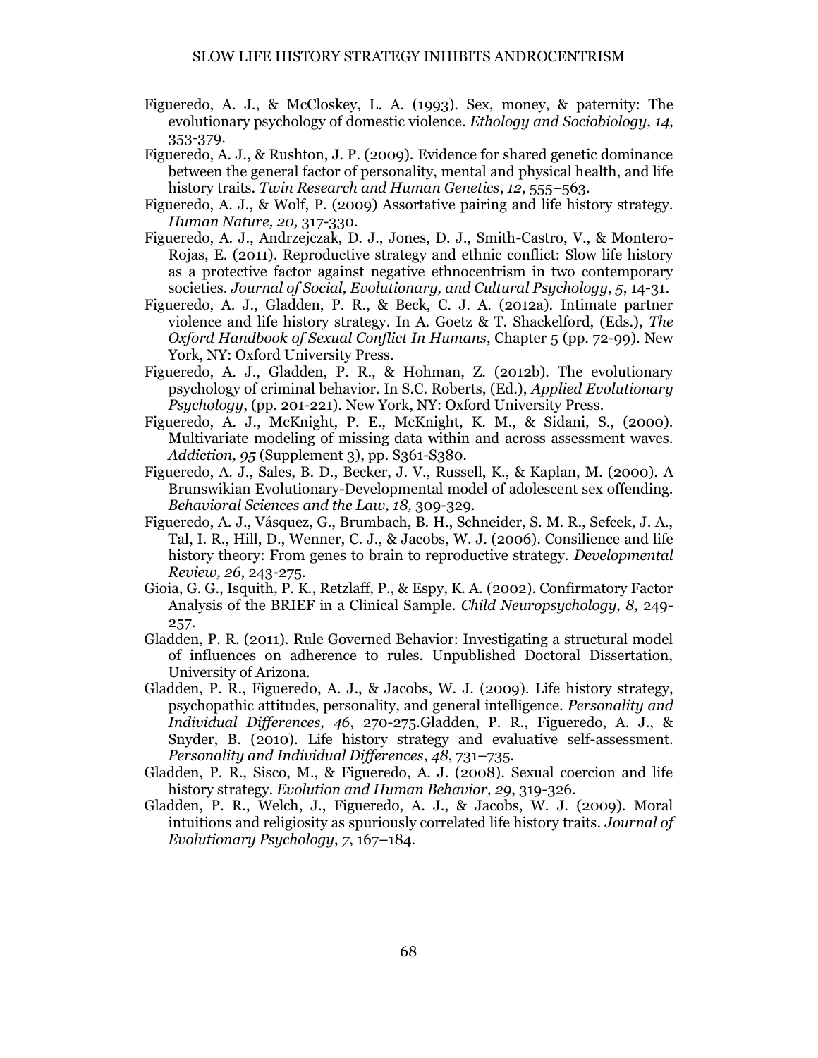Figueredo, A. J., & McCloskey, L. A. (1993). Sex, money, & paternity: The evolutionary psychology of domestic violence. *Ethology and Sociobiology*, *14,* 353-379.

Figueredo, A. J., & Rushton, J. P. (2009). Evidence for shared genetic dominance between the general factor of personality, mental and physical health, and life history traits. *Twin Research and Human Genetics*, *12*, 555–563.

Figueredo, A. J., & Wolf, P. (2009) Assortative pairing and life history strategy. *Human Nature, 20,* 317-330.

Figueredo, A. J., Andrzejczak, D. J., Jones, D. J., Smith-Castro, V., & Montero-Rojas, E. (2011). Reproductive strategy and ethnic conflict: Slow life history as a protective factor against negative ethnocentrism in two contemporary societies. *Journal of Social, Evolutionary, and Cultural Psychology*, *5*, 14-31.

Figueredo, A. J., Gladden, P. R., & Beck, C. J. A. (2012a). Intimate partner violence and life history strategy. In A. Goetz & T. Shackelford, (Eds.), *The Oxford Handbook of Sexual Conflict In Humans*, Chapter 5 (pp. 72-99). New York, NY: Oxford University Press.

Figueredo, A. J., Gladden, P. R., & Hohman, Z. (2012b). The evolutionary psychology of criminal behavior. In S.C. Roberts, (Ed.), *Applied Evolutionary Psychology*, (pp. 201-221). New York, NY: Oxford University Press.

Figueredo, A. J., McKnight, P. E., McKnight, K. M., & Sidani, S., (2000). Multivariate modeling of missing data within and across assessment waves. *Addiction, 95* (Supplement 3), pp. S361-S380.

Figueredo, A. J., Sales, B. D., Becker, J. V., Russell, K., & Kaplan, M. (2000). A Brunswikian Evolutionary-Developmental model of adolescent sex offending. *Behavioral Sciences and the Law, 18,* 309-329.

Figueredo, A. J., Vásquez, G., Brumbach, B. H., Schneider, S. M. R., Sefcek, J. A., Tal, I. R., Hill, D., Wenner, C. J., & Jacobs, W. J. (2006). Consilience and life history theory: From genes to brain to reproductive strategy. *Developmental Review, 26*, 243-275.

Gioia, G. G., Isquith, P. K., Retzlaff, P., & Espy, K. A. (2002). Confirmatory Factor Analysis of the BRIEF in a Clinical Sample. *Child Neuropsychology, 8,* 249-257.

Gladden, P. R. (2011). Rule Governed Behavior: Investigating a structural model of influences on adherence to rules. Unpublished Doctoral Dissertation, University of Arizona.

Gladden, P. R., Figueredo, A. J., & Jacobs, W. J. (2009). Life history strategy, psychopathic attitudes, personality, and general intelligence. *Personality and Individual Differences, 46*, 270-275.Gladden, P. R., Figueredo, A. J., & Snyder, B. (2010). Life history strategy and evaluative self-assessment. *Personality and Individual Differences*, *48*, 731–735.

Gladden, P. R., Sisco, M., & Figueredo, A. J. (2008). Sexual coercion and life history strategy. *Evolution and Human Behavior, 29*, 319-326.

Gladden, P. R., Welch, J., Figueredo, A. J., & Jacobs, W. J. (2009). Moral intuitions and religiosity as spuriously correlated life history traits. *Journal of Evolutionary Psychology*, *7*, 167–184.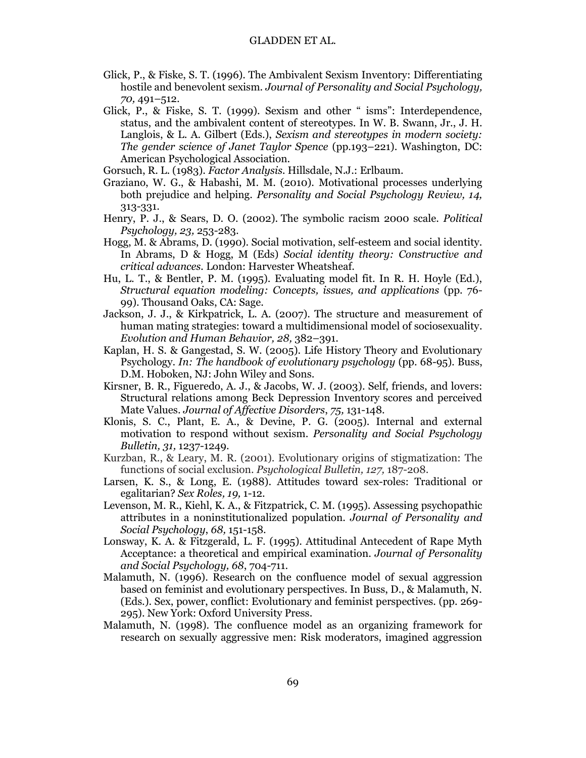Glick, P., & Fiske, S. T. (1996). The Ambivalent Sexism Inventory: Differentiating hostile and benevolent sexism. *Journal of Personality and Social Psychology, 70,* 491–512.

Glick, P., & Fiske, S. T. (1999). Sexism and other " isms": Interdependence, status, and the ambivalent content of stereotypes. In W. B. Swann, Jr., J. H. Langlois, & L. A. Gilbert (Eds.), *Sexism and stereotypes in modern society: The gender science of Janet Taylor Spence* (pp.193–221). Washington, DC: American Psychological Association.

Gorsuch, R. L. (1983). *Factor Analysis.* Hillsdale, N.J.: Erlbaum.

Graziano, W. G., & Habashi, M. M. (2010). Motivational processes underlying both prejudice and helping. *Personality and Social Psychology Review, 14,* 313-331.

Henry, P. J., & Sears, D. O. (2002). The symbolic racism 2000 scale. *Political Psychology, 23,* 253-283.

Hogg, M. & Abrams, D. (1990). Social motivation, self-esteem and social identity. In Abrams, D & Hogg, M (Eds) *Social identity theory: Constructive and critical advances.* London: Harvester Wheatsheaf.

Hu, L. T., & Bentler, P. M. (1995). Evaluating model fit. In R. H. Hoyle (Ed.), *Structural equation modeling: Concepts, issues, and applications* (pp. 76-99). Thousand Oaks, CA: Sage.

Jackson, J. J., & Kirkpatrick, L. A. (2007). The structure and measurement of human mating strategies: toward a multidimensional model of sociosexuality. *Evolution and Human Behavior, 28,* 382–391.

Kaplan, H. S. & Gangestad, S. W. (2005). Life History Theory and Evolutionary Psychology. *In: The handbook of evolutionary psychology* (pp. 68-95). Buss, D.M. Hoboken, NJ: John Wiley and Sons.

Kirsner, B. R., Figueredo, A. J., & Jacobs, W. J. (2003). Self, friends, and lovers: Structural relations among Beck Depression Inventory scores and perceived Mate Values. *Journal of Affective Disorders*, *75,* 131-148.

Klonis, S. C., Plant, E. A., & Devine, P. G. (2005). Internal and external motivation to respond without sexism. *Personality and Social Psychology Bulletin, 31,* 1237-1249.

Kurzban, R., & Leary, M. R. (2001). Evolutionary origins of stigmatization: The functions of social exclusion. *Psychological Bulletin, 127,* 187-208.

Larsen, K. S., & Long, E. (1988). Attitudes toward sex-roles: Traditional or egalitarian? *Sex Roles, 19,* 1-12.

Levenson, M. R., Kiehl, K. A., & Fitzpatrick, C. M. (1995). Assessing psychopathic attributes in a noninstitutionalized population. *Journal of Personality and Social Psychology*, *68,* 151-158.

Lonsway, K. A. & Fitzgerald, L. F. (1995). Attitudinal Antecedent of Rape Myth Acceptance: a theoretical and empirical examination. *Journal of Personality and Social Psychology, 68*, 704-711.

Malamuth, N. (1996). Research on the confluence model of sexual aggression based on feminist and evolutionary perspectives. In Buss, D., & Malamuth, N. (Eds.). Sex, power, conflict: Evolutionary and feminist perspectives. (pp. 269-295). New York: Oxford University Press.

Malamuth, N. (1998). The confluence model as an organizing framework for research on sexually aggressive men: Risk moderators, imagined aggression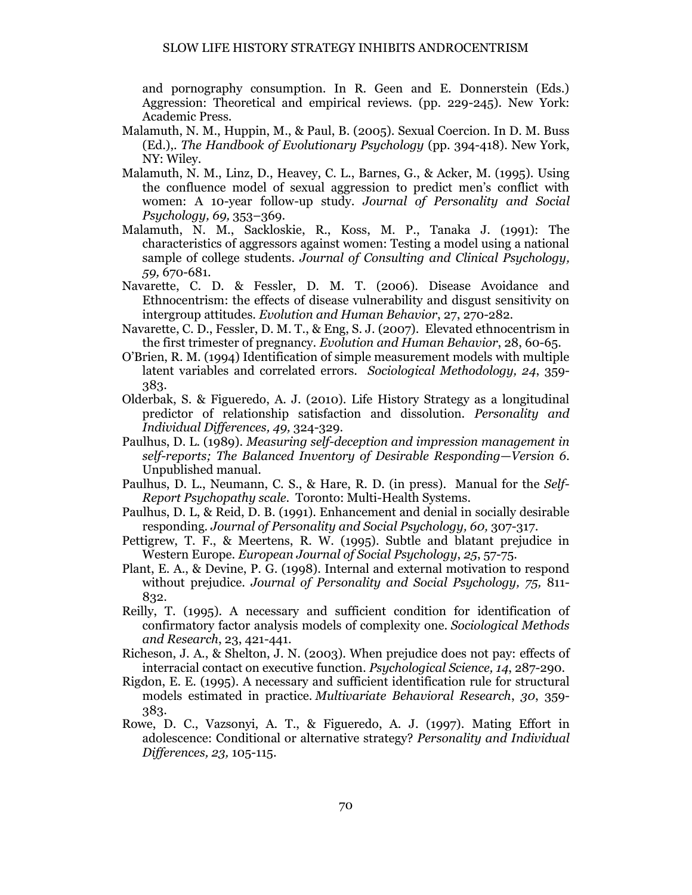and pornography consumption. In R. Geen and E. Donnerstein (Eds.) Aggression: Theoretical and empirical reviews. (pp. 229-245). New York: Academic Press.

Malamuth, N. M., Huppin, M., & Paul, B. (2005). Sexual Coercion. In D. M. Buss (Ed.),. *The Handbook of Evolutionary Psychology* (pp. 394-418). New York, NY: Wiley.

Malamuth, N. M., Linz, D., Heavey, C. L., Barnes, G., & Acker, M. (1995). Using the confluence model of sexual aggression to predict men's conflict with women: A 10-year follow-up study. *Journal of Personality and Social Psychology, 69,* 353–369.

Malamuth, N. M., Sackloskie, R., Koss, M. P., Tanaka J. (1991): The characteristics of aggressors against women: Testing a model using a national sample of college students. *Journal of Consulting and Clinical Psychology, 59,* 670-681.

Navarette, C. D. & Fessler, D. M. T. (2006). Disease Avoidance and Ethnocentrism: the effects of disease vulnerability and disgust sensitivity on intergroup attitudes. *Evolution and Human Behavior*, 27, 270-282.

Navarette, C. D., Fessler, D. M. T., & Eng, S. J. (2007). Elevated ethnocentrism in the first trimester of pregnancy. *Evolution and Human Behavior*, 28, 60-65.

O'Brien, R. M. (1994) Identification of simple measurement models with multiple latent variables and correlated errors. *Sociological Methodology, 24*, 359-383.

Olderbak, S. & Figueredo, A. J. (2010). Life History Strategy as a longitudinal predictor of relationship satisfaction and dissolution. *Personality and Individual Differences, 49,* 324-329.

Paulhus, D. L. (1989). *Measuring self-deception and impression management in self-reports; The Balanced Inventory of Desirable Responding—Version 6*. Unpublished manual.

Paulhus, D. L., Neumann, C. S., & Hare, R. D. (in press). Manual for the *Self-Report Psychopathy scale*. Toronto: Multi-Health Systems.

Paulhus, D. L, & Reid, D. B. (1991). Enhancement and denial in socially desirable responding. *Journal of Personality and Social Psychology, 60,* 307-317.

Pettigrew, T. F., & Meertens, R. W. (1995). Subtle and blatant prejudice in Western Europe. *European Journal of Social Psychology*, *25*, 57-75.

Plant, E. A., & Devine, P. G. (1998). Internal and external motivation to respond without prejudice. *Journal of Personality and Social Psychology, 75,* 811-832.

Reilly, T. (1995). A necessary and sufficient condition for identification of confirmatory factor analysis models of complexity one. *Sociological Methods and Research*, 23, 421-441.

Richeson, J. A., & Shelton, J. N. (2003). When prejudice does not pay: effects of interracial contact on executive function. *Psychological Science, 14*, 287-290.

Rigdon, E. E. (1995). A necessary and sufficient identification rule for structural models estimated in practice. *Multivariate Behavioral Research*, *30*, 359-383.

Rowe, D. C., Vazsonyi, A. T., & Figueredo, A. J. (1997). Mating Effort in adolescence: Conditional or alternative strategy? *Personality and Individual Differences, 23,* 105-115.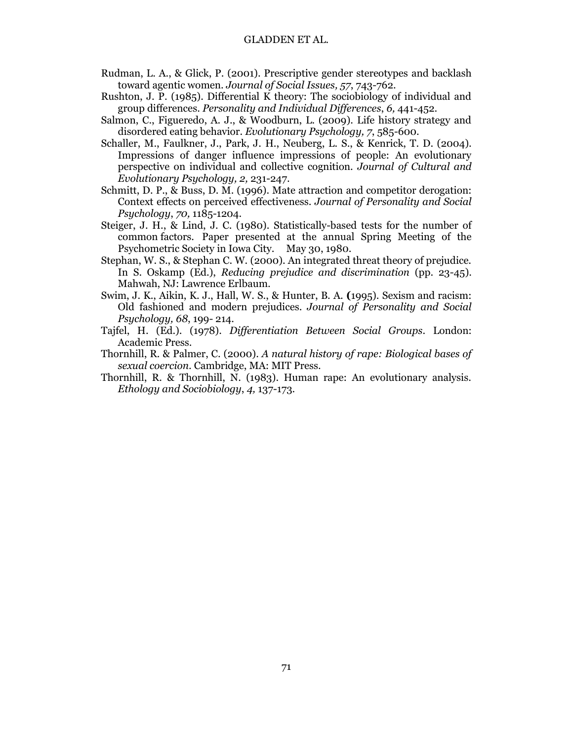Rudman, L. A., & Glick, P. (2001). Prescriptive gender stereotypes and backlash toward agentic women. *Journal of Social Issues, 57*, 743-762.

Rushton, J. P. (1985). Differential K theory: The sociobiology of individual and group differences. *Personality and Individual Differences*, *6,* 441-452.

Salmon, C., Figueredo, A. J., & Woodburn, L. (2009). Life history strategy and disordered eating behavior. *Evolutionary Psychology, 7*, 585-600.

Schaller, M., Faulkner, J., Park, J. H., Neuberg, L. S., & Kenrick, T. D. (2004). Impressions of danger influence impressions of people: An evolutionary perspective on individual and collective cognition. *Journal of Cultural and Evolutionary Psychology, 2,* 231-247.

Schmitt, D. P., & Buss, D. M. (1996). Mate attraction and competitor derogation: Context effects on perceived effectiveness. *Journal of Personality and Social Psychology*, *70,* 1185-1204.

Steiger, J. H., & Lind, J. C. (1980). Statistically-based tests for the number of common factors. Paper presented at the annual Spring Meeting of the Psychometric Society in Iowa City. May 30, 1980.

Stephan, W. S., & Stephan C. W. (2000). An integrated threat theory of prejudice. In S. Oskamp (Ed.), *Reducing prejudice and discrimination* (pp. 23-45). Mahwah, NJ: Lawrence Erlbaum.

Swim, J. K., Aikin, K. J., Hall, W. S., & Hunter, B. A. **(**1995). Sexism and racism: Old fashioned and modern prejudices. *Journal of Personality and Social Psychology, 68*, 199- 214.

Tajfel, H. (Ed.). (1978). *Differentiation Between Social Groups*. London: Academic Press.

Thornhill, R. & Palmer, C. (2000). *A natural history of rape: Biological bases of sexual coercion*. Cambridge, MA: MIT Press.

Thornhill, R. & Thornhill, N. (1983). Human rape: An evolutionary analysis. *Ethology and Sociobiology*, *4,* 137-173.